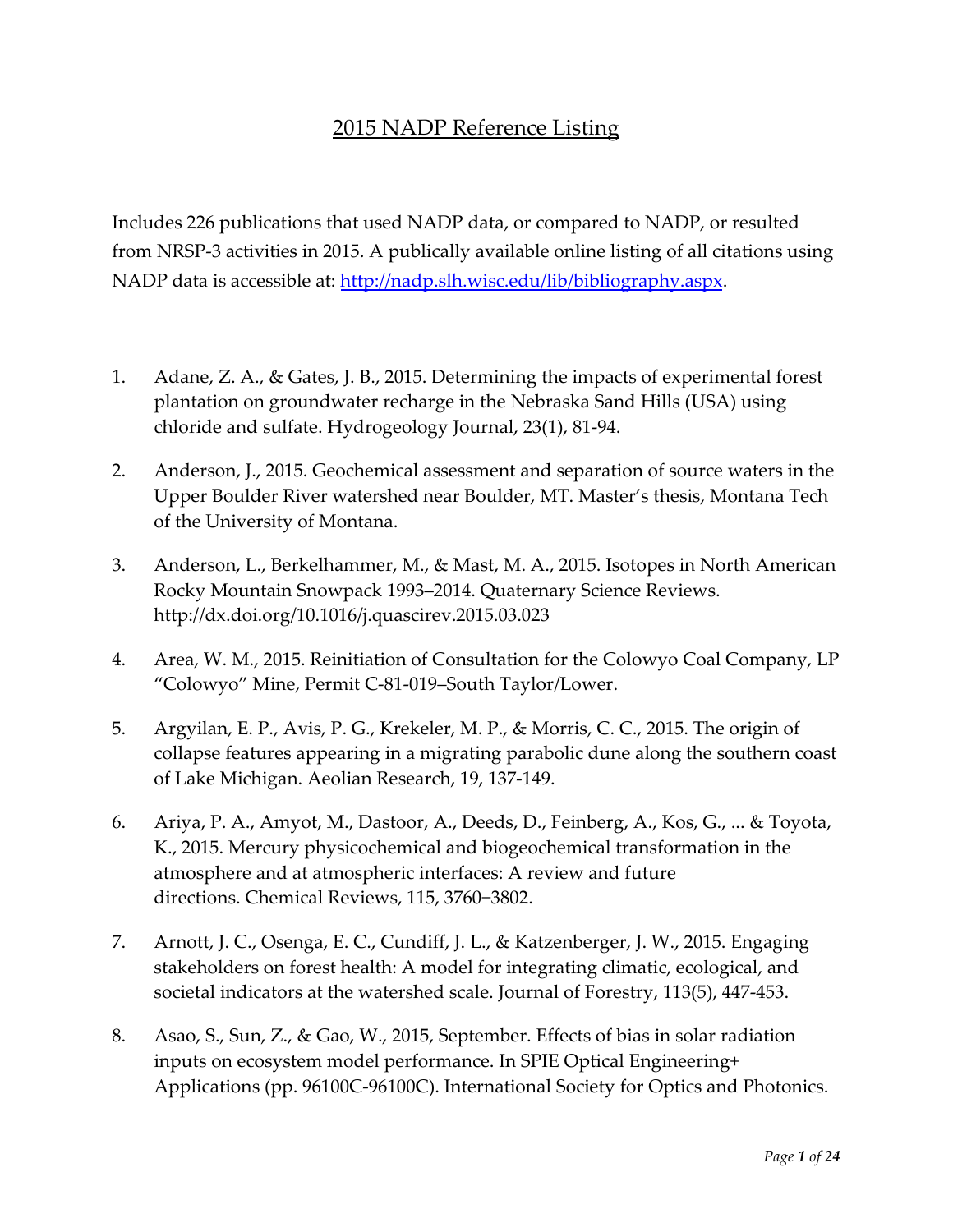# 2015 NADP Reference Listing

Includes 226 publications that used NADP data, or compared to NADP, or resulted from NRSP-3 activities in 2015. A publically available online listing of all citations using NADP data is accessible at: [http://nadp.slh.wisc.edu/lib/bibliography.aspx](http://nadp.slh.wisc.edu/lib/bibliography.aspx).

1. Adane, Z. A., & Gates, J. B., 2015. Determining the impacts of experimental forest plantation on groundwater recharge in the Nebraska Sand Hills (USA) using chloride and sulfate. Hydrogeology Journal, 23(1), 81-94.

2. Anderson, J., 2015. Geochemical assessment and separation of source waters in the Upper Boulder River watershed near Boulder, MT. Master's thesis, Montana Tech of the University of Montana.

3. Anderson, L., Berkelhammer, M., & Mast, M. A., 2015. Isotopes in North American Rocky Mountain Snowpack 1993–2014. Quaternary Science Reviews. http://dx.doi.org/10.1016/j.quascirev.2015.03.023

4. Area, W. M., 2015. Reinitiation of Consultation for the Colowyo Coal Company, LP "Colowyo" Mine, Permit C-81-019–South Taylor/Lower.

5. Argyilan, E. P., Avis, P. G., Krekeler, M. P., & Morris, C. C., 2015. The origin of collapse features appearing in a migrating parabolic dune along the southern coast of Lake Michigan. Aeolian Research, 19, 137-149.

6. Ariya, P. A., Amyot, M., Dastoor, A., Deeds, D., Feinberg, A., Kos, G., ... & Toyota, K., 2015. Mercury physicochemical and biogeochemical transformation in the atmosphere and at atmospheric interfaces: A review and future directions. Chemical Reviews, 115, 3760−3802.

7. Arnott, J. C., Osenga, E. C., Cundiff, J. L., & Katzenberger, J. W., 2015. Engaging stakeholders on forest health: A model for integrating climatic, ecological, and societal indicators at the watershed scale. Journal of Forestry, 113(5), 447-453.

8. Asao, S., Sun, Z., & Gao, W., 2015, September. Effects of bias in solar radiation inputs on ecosystem model performance. In SPIE Optical Engineering+ Applications (pp. 96100C-96100C). International Society for Optics and Photonics.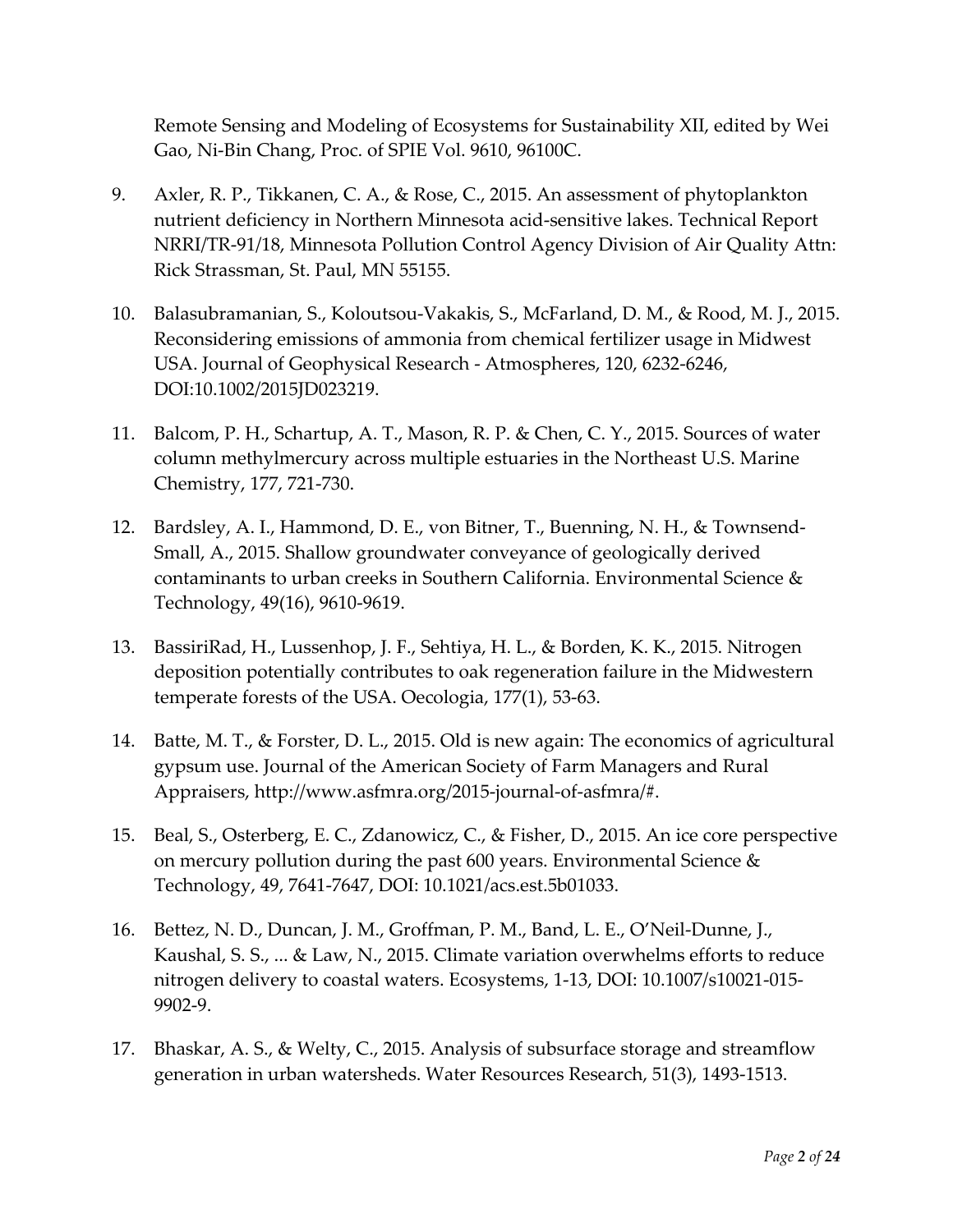Remote Sensing and Modeling of Ecosystems for Sustainability XII, edited by Wei Gao, Ni-Bin Chang, Proc. of SPIE Vol. 9610, 96100C.

9. Axler, R. P., Tikkanen, C. A., & Rose, C., 2015. An assessment of phytoplankton nutrient deficiency in Northern Minnesota acid-sensitive lakes. Technical Report NRRI/TR-91/18, Minnesota Pollution Control Agency Division of Air Quality Attn: Rick Strassman, St. Paul, MN 55155.

10. Balasubramanian, S., Koloutsou-Vakakis, S., McFarland, D. M., & Rood, M. J., 2015. Reconsidering emissions of ammonia from chemical fertilizer usage in Midwest USA. Journal of Geophysical Research - Atmospheres, 120, 6232-6246, DOI:10.1002/2015JD023219.

11. Balcom, P. H., Schartup, A. T., Mason, R. P. & Chen, C. Y., 2015. Sources of water column methylmercury across multiple estuaries in the Northeast U.S. Marine Chemistry, 177, 721-730.

12. Bardsley, A. I., Hammond, D. E., von Bitner, T., Buenning, N. H., & Townsend-Small, A., 2015. Shallow groundwater conveyance of geologically derived contaminants to urban creeks in Southern California. Environmental Science & Technology, 49(16), 9610-9619.

13. BassiriRad, H., Lussenhop, J. F., Sehtiya, H. L., & Borden, K. K., 2015. Nitrogen deposition potentially contributes to oak regeneration failure in the Midwestern temperate forests of the USA. Oecologia, 177(1), 53-63.

14. Batte, M. T., & Forster, D. L., 2015. Old is new again: The economics of agricultural gypsum use. Journal of the American Society of Farm Managers and Rural Appraisers, http://www.asfmra.org/2015-journal-of-asfmra/#.

15. Beal, S., Osterberg, E. C., Zdanowicz, C., & Fisher, D., 2015. An ice core perspective on mercury pollution during the past 600 years. Environmental Science & Technology, 49, 7641-7647, DOI: 10.1021/acs.est.5b01033.

16. Bettez, N. D., Duncan, J. M., Groffman, P. M., Band, L. E., O'Neil-Dunne, J., Kaushal, S. S., ... & Law, N., 2015. Climate variation overwhelms efforts to reduce nitrogen delivery to coastal waters. Ecosystems, 1-13, DOI: 10.1007/s10021-015-9902-9.

17. Bhaskar, A. S., & Welty, C., 2015. Analysis of subsurface storage and streamflow generation in urban watersheds. Water Resources Research, 51(3), 1493-1513.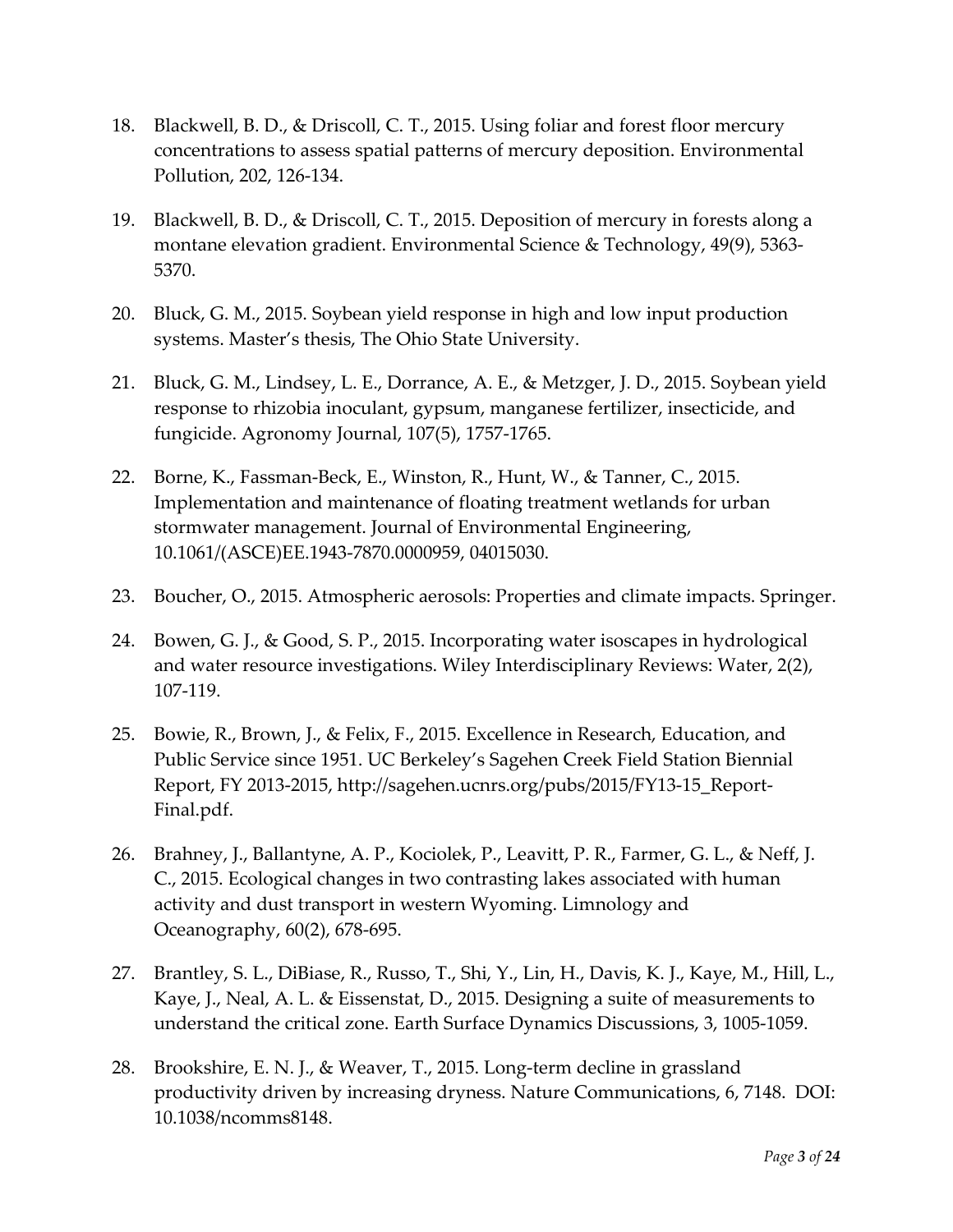18. Blackwell, B. D., & Driscoll, C. T., 2015. Using foliar and forest floor mercury concentrations to assess spatial patterns of mercury deposition. Environmental Pollution, 202, 126-134.

19. Blackwell, B. D., & Driscoll, C. T., 2015. Deposition of mercury in forests along a montane elevation gradient. Environmental Science & Technology, 49(9), 5363-5370.

20. Bluck, G. M., 2015. Soybean yield response in high and low input production systems. Master's thesis, The Ohio State University.

21. Bluck, G. M., Lindsey, L. E., Dorrance, A. E., & Metzger, J. D., 2015. Soybean yield response to rhizobia inoculant, gypsum, manganese fertilizer, insecticide, and fungicide. Agronomy Journal, 107(5), 1757-1765.

22. Borne, K., Fassman-Beck, E., Winston, R., Hunt, W., & Tanner, C., 2015. Implementation and maintenance of floating treatment wetlands for urban stormwater management. Journal of Environmental Engineering, 10.1061/(ASCE)EE.1943-7870.0000959, 04015030.

23. Boucher, O., 2015. Atmospheric aerosols: Properties and climate impacts. Springer.

24. Bowen, G. J., & Good, S. P., 2015. Incorporating water isoscapes in hydrological and water resource investigations. Wiley Interdisciplinary Reviews: Water, 2(2), 107-119.

25. Bowie, R., Brown, J., & Felix, F., 2015. Excellence in Research, Education, and Public Service since 1951. UC Berkeley's Sagehen Creek Field Station Biennial Report, FY 2013-2015, http://sagehen.ucnrs.org/pubs/2015/FY13-15_Report-Final.pdf.

26. Brahney, J., Ballantyne, A. P., Kociolek, P., Leavitt, P. R., Farmer, G. L., & Neff, J. C., 2015. Ecological changes in two contrasting lakes associated with human activity and dust transport in western Wyoming. Limnology and Oceanography, 60(2), 678-695.

27. Brantley, S. L., DiBiase, R., Russo, T., Shi, Y., Lin, H., Davis, K. J., Kaye, M., Hill, L., Kaye, J., Neal, A. L. & Eissenstat, D., 2015. Designing a suite of measurements to understand the critical zone. Earth Surface Dynamics Discussions, 3, 1005-1059.

28. Brookshire, E. N. J., & Weaver, T., 2015. Long-term decline in grassland productivity driven by increasing dryness. Nature Communications, 6, 7148. DOI: 10.1038/ncomms8148.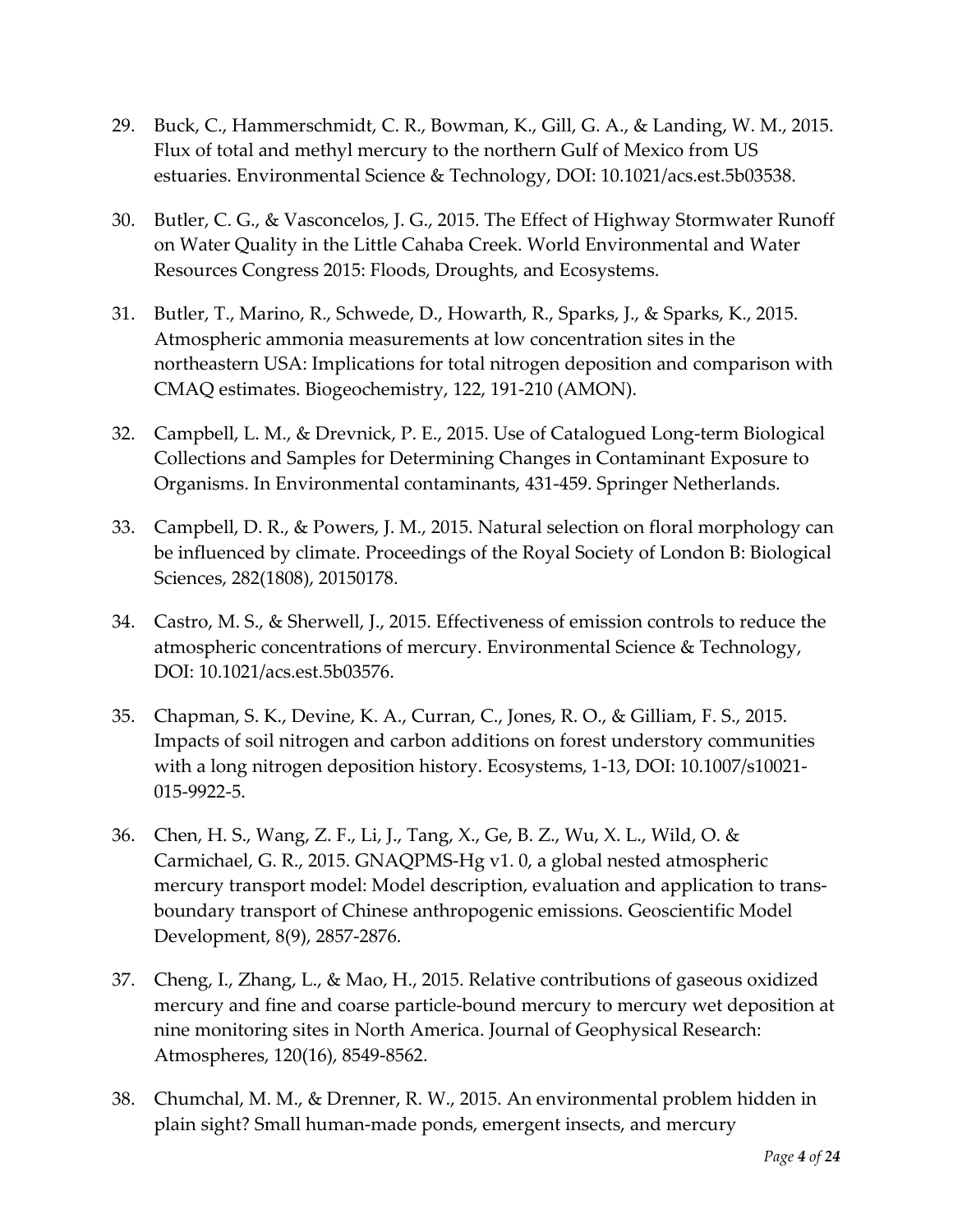29. Buck, C., Hammerschmidt, C. R., Bowman, K., Gill, G. A., & Landing, W. M., 2015. Flux of total and methyl mercury to the northern Gulf of Mexico from US estuaries. Environmental Science & Technology, DOI: 10.1021/acs.est.5b03538.

30. Butler, C. G., & Vasconcelos, J. G., 2015. The Effect of Highway Stormwater Runoff on Water Quality in the Little Cahaba Creek. World Environmental and Water Resources Congress 2015: Floods, Droughts, and Ecosystems.

31. Butler, T., Marino, R., Schwede, D., Howarth, R., Sparks, J., & Sparks, K., 2015. Atmospheric ammonia measurements at low concentration sites in the northeastern USA: Implications for total nitrogen deposition and comparison with CMAQ estimates. Biogeochemistry, 122, 191-210 (AMON).

32. Campbell, L. M., & Drevnick, P. E., 2015. Use of Catalogued Long-term Biological Collections and Samples for Determining Changes in Contaminant Exposure to Organisms. In Environmental contaminants, 431-459. Springer Netherlands.

33. Campbell, D. R., & Powers, J. M., 2015. Natural selection on floral morphology can be influenced by climate. Proceedings of the Royal Society of London B: Biological Sciences, 282(1808), 20150178.

34. Castro, M. S., & Sherwell, J., 2015. Effectiveness of emission controls to reduce the atmospheric concentrations of mercury. Environmental Science & Technology, DOI: 10.1021/acs.est.5b03576.

35. Chapman, S. K., Devine, K. A., Curran, C., Jones, R. O., & Gilliam, F. S., 2015. Impacts of soil nitrogen and carbon additions on forest understory communities with a long nitrogen deposition history. Ecosystems, 1-13, DOI: 10.1007/s10021-015-9922-5.

36. Chen, H. S., Wang, Z. F., Li, J., Tang, X., Ge, B. Z., Wu, X. L., Wild, O. & Carmichael, G. R., 2015. GNAQPMS-Hg v1. 0, a global nested atmospheric mercury transport model: Model description, evaluation and application to trans-boundary transport of Chinese anthropogenic emissions. Geoscientific Model Development, 8(9), 2857-2876.

37. Cheng, I., Zhang, L., & Mao, H., 2015. Relative contributions of gaseous oxidized mercury and fine and coarse particle-bound mercury to mercury wet deposition at nine monitoring sites in North America. Journal of Geophysical Research: Atmospheres, 120(16), 8549-8562.

38. Chumchal, M. M., & Drenner, R. W., 2015. An environmental problem hidden in plain sight? Small human-made ponds, emergent insects, and mercury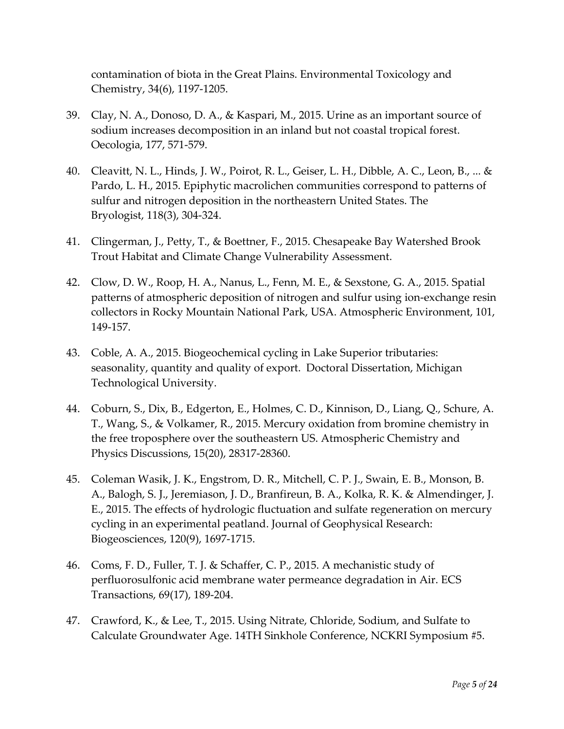contamination of biota in the Great Plains. Environmental Toxicology and Chemistry, 34(6), 1197-1205.

39. Clay, N. A., Donoso, D. A., & Kaspari, M., 2015. Urine as an important source of sodium increases decomposition in an inland but not coastal tropical forest. Oecologia, 177, 571-579.

40. Cleavitt, N. L., Hinds, J. W., Poirot, R. L., Geiser, L. H., Dibble, A. C., Leon, B., ... & Pardo, L. H., 2015. Epiphytic macrolichen communities correspond to patterns of sulfur and nitrogen deposition in the northeastern United States. The Bryologist, 118(3), 304-324.

41. Clingerman, J., Petty, T., & Boettner, F., 2015. Chesapeake Bay Watershed Brook Trout Habitat and Climate Change Vulnerability Assessment.

42. Clow, D. W., Roop, H. A., Nanus, L., Fenn, M. E., & Sexstone, G. A., 2015. Spatial patterns of atmospheric deposition of nitrogen and sulfur using ion-exchange resin collectors in Rocky Mountain National Park, USA. Atmospheric Environment, 101, 149-157.

43. Coble, A. A., 2015. Biogeochemical cycling in Lake Superior tributaries: seasonality, quantity and quality of export. Doctoral Dissertation, Michigan Technological University.

44. Coburn, S., Dix, B., Edgerton, E., Holmes, C. D., Kinnison, D., Liang, Q., Schure, A. T., Wang, S., & Volkamer, R., 2015. Mercury oxidation from bromine chemistry in the free troposphere over the southeastern US. Atmospheric Chemistry and Physics Discussions, 15(20), 28317-28360.

45. Coleman Wasik, J. K., Engstrom, D. R., Mitchell, C. P. J., Swain, E. B., Monson, B. A., Balogh, S. J., Jeremiason, J. D., Branfireun, B. A., Kolka, R. K. & Almendinger, J. E., 2015. The effects of hydrologic fluctuation and sulfate regeneration on mercury cycling in an experimental peatland. Journal of Geophysical Research: Biogeosciences, 120(9), 1697-1715.

46. Coms, F. D., Fuller, T. J. & Schaffer, C. P., 2015. A mechanistic study of perfluorosulfonic acid membrane water permeance degradation in Air. ECS Transactions, 69(17), 189-204.

47. Crawford, K., & Lee, T., 2015. Using Nitrate, Chloride, Sodium, and Sulfate to Calculate Groundwater Age. 14TH Sinkhole Conference, NCKRI Symposium #5.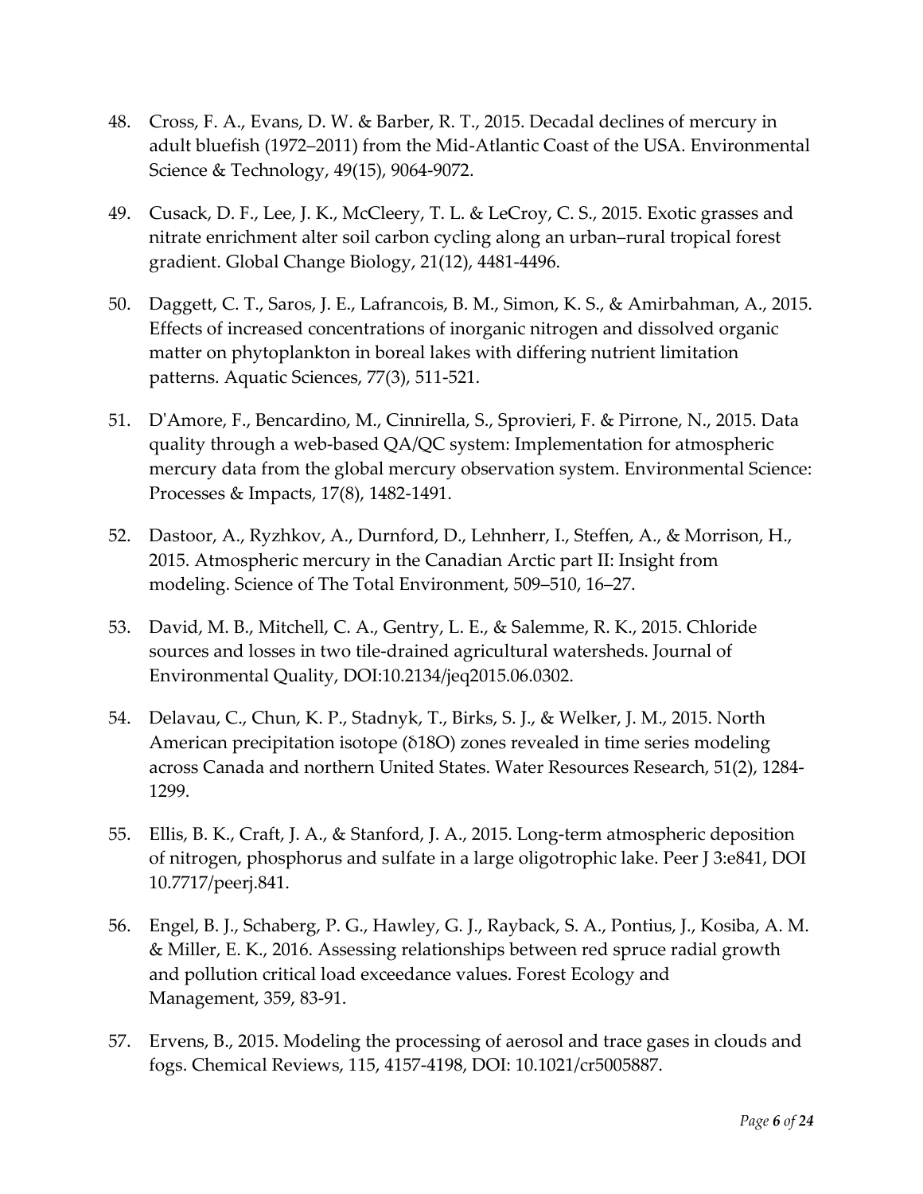48. Cross, F. A., Evans, D. W. & Barber, R. T., 2015. Decadal declines of mercury in adult bluefish (1972–2011) from the Mid-Atlantic Coast of the USA. Environmental Science & Technology, 49(15), 9064-9072.

49. Cusack, D. F., Lee, J. K., McCleery, T. L. & LeCroy, C. S., 2015. Exotic grasses and nitrate enrichment alter soil carbon cycling along an urban–rural tropical forest gradient. Global Change Biology, 21(12), 4481-4496.

50. Daggett, C. T., Saros, J. E., Lafrancois, B. M., Simon, K. S., & Amirbahman, A., 2015. Effects of increased concentrations of inorganic nitrogen and dissolved organic matter on phytoplankton in boreal lakes with differing nutrient limitation patterns. Aquatic Sciences, 77(3), 511-521.

51. D'Amore, F., Bencardino, M., Cinnirella, S., Sprovieri, F. & Pirrone, N., 2015. Data quality through a web-based QA/QC system: Implementation for atmospheric mercury data from the global mercury observation system. Environmental Science: Processes & Impacts, 17(8), 1482-1491.

52. Dastoor, A., Ryzhkov, A., Durnford, D., Lehnherr, I., Steffen, A., & Morrison, H., 2015. Atmospheric mercury in the Canadian Arctic part II: Insight from modeling. Science of The Total Environment, 509–510, 16–27.

53. David, M. B., Mitchell, C. A., Gentry, L. E., & Salemme, R. K., 2015. Chloride sources and losses in two tile-drained agricultural watersheds. Journal of Environmental Quality, DOI:10.2134/jeq2015.06.0302.

54. Delavau, C., Chun, K. P., Stadnyk, T., Birks, S. J., & Welker, J. M., 2015. North American precipitation isotope (δ18O) zones revealed in time series modeling across Canada and northern United States. Water Resources Research, 51(2), 1284-1299.

55. Ellis, B. K., Craft, J. A., & Stanford, J. A., 2015. Long-term atmospheric deposition of nitrogen, phosphorus and sulfate in a large oligotrophic lake. Peer J 3:e841, DOI 10.7717/peerj.841.

56. Engel, B. J., Schaberg, P. G., Hawley, G. J., Rayback, S. A., Pontius, J., Kosiba, A. M. & Miller, E. K., 2016. Assessing relationships between red spruce radial growth and pollution critical load exceedance values. Forest Ecology and Management, 359, 83-91.

57. Ervens, B., 2015. Modeling the processing of aerosol and trace gases in clouds and fogs. Chemical Reviews, 115, 4157-4198, DOI: 10.1021/cr5005887.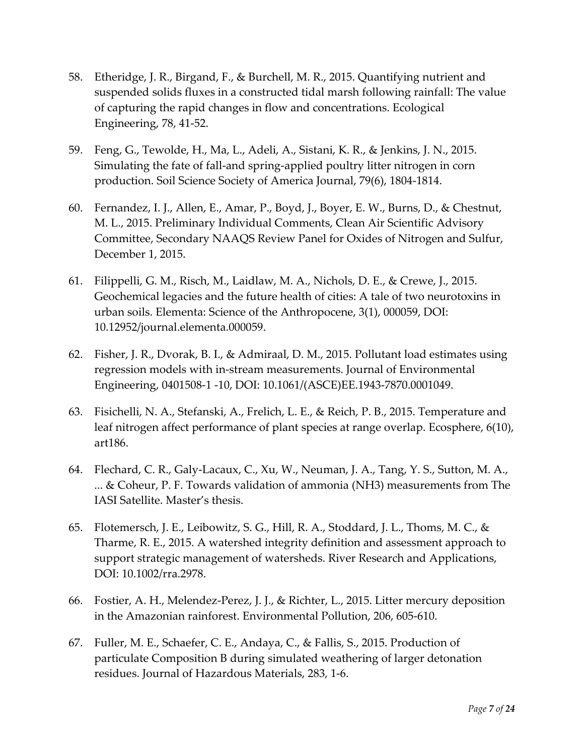58. Etheridge, J. R., Birgand, F., & Burchell, M. R., 2015. Quantifying nutrient and suspended solids fluxes in a constructed tidal marsh following rainfall: The value of capturing the rapid changes in flow and concentrations. Ecological Engineering, 78, 41-52.

59. Feng, G., Tewolde, H., Ma, L., Adeli, A., Sistani, K. R., & Jenkins, J. N., 2015. Simulating the fate of fall-and spring-applied poultry litter nitrogen in corn production. Soil Science Society of America Journal, 79(6), 1804-1814.

60. Fernandez, I. J., Allen, E., Amar, P., Boyd, J., Boyer, E. W., Burns, D., & Chestnut, M. L., 2015. Preliminary Individual Comments, Clean Air Scientific Advisory Committee, Secondary NAAQS Review Panel for Oxides of Nitrogen and Sulfur, December 1, 2015.

61. Filippelli, G. M., Risch, M., Laidlaw, M. A., Nichols, D. E., & Crewe, J., 2015. Geochemical legacies and the future health of cities: A tale of two neurotoxins in urban soils. Elementa: Science of the Anthropocene, 3(1), 000059, DOI: 10.12952/journal.elementa.000059.

62. Fisher, J. R., Dvorak, B. I., & Admiraal, D. M., 2015. Pollutant load estimates using regression models with in-stream measurements. Journal of Environmental Engineering, 0401508-1 -10, DOI: 10.1061/(ASCE)EE.1943-7870.0001049.

63. Fisichelli, N. A., Stefanski, A., Frelich, L. E., & Reich, P. B., 2015. Temperature and leaf nitrogen affect performance of plant species at range overlap. Ecosphere, 6(10), art186.

64. Flechard, C. R., Galy-Lacaux, C., Xu, W., Neuman, J. A., Tang, Y. S., Sutton, M. A., ... & Coheur, P. F. Towards validation of ammonia ($NH_3$) measurements from The IASI Satellite. Master's thesis.

65. Flotemersch, J. E., Leibowitz, S. G., Hill, R. A., Stoddard, J. L., Thoms, M. C., & Tharme, R. E., 2015. A watershed integrity definition and assessment approach to support strategic management of watersheds. River Research and Applications, DOI: 10.1002/rra.2978.

66. Fostier, A. H., Melendez-Perez, J. J., & Richter, L., 2015. Litter mercury deposition in the Amazonian rainforest. Environmental Pollution, 206, 605-610.

67. Fuller, M. E., Schaefer, C. E., Andaya, C., & Fallis, S., 2015. Production of particulate Composition B during simulated weathering of larger detonation residues. Journal of Hazardous Materials, 283, 1-6.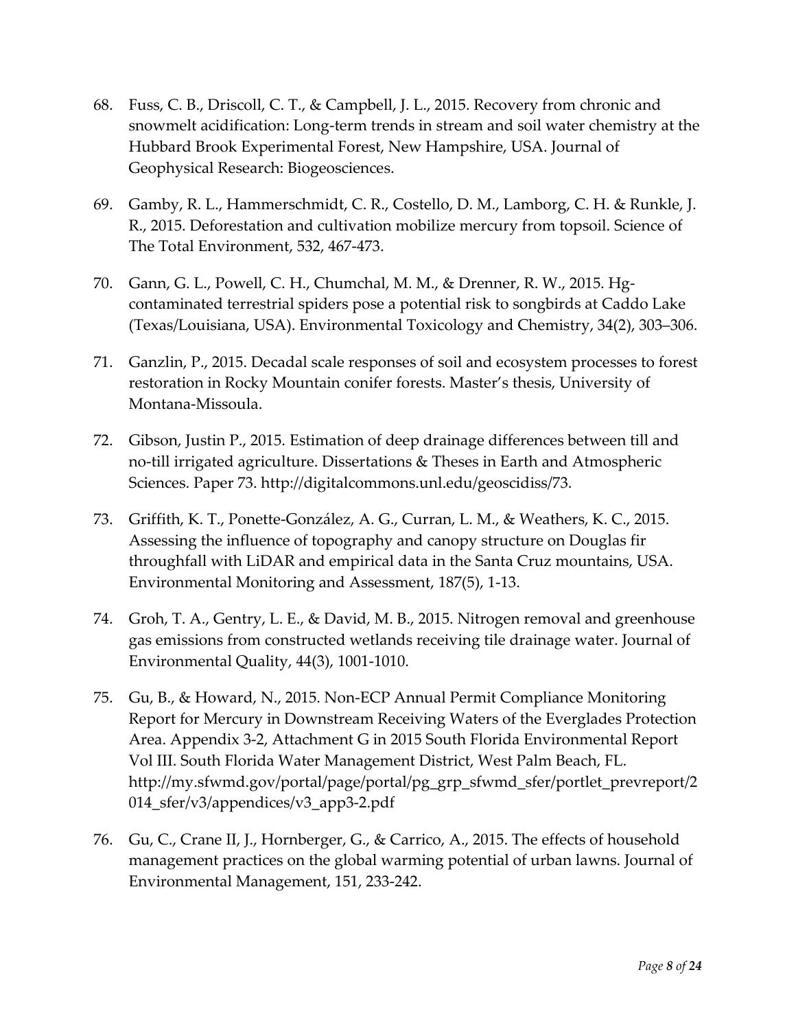68. Fuss, C. B., Driscoll, C. T., & Campbell, J. L., 2015. Recovery from chronic and snowmelt acidification: Long-term trends in stream and soil water chemistry at the Hubbard Brook Experimental Forest, New Hampshire, USA. Journal of Geophysical Research: Biogeosciences.

69. Gamby, R. L., Hammerschmidt, C. R., Costello, D. M., Lamborg, C. H. & Runkle, J. R., 2015. Deforestation and cultivation mobilize mercury from topsoil. Science of The Total Environment, 532, 467-473.

70. Gann, G. L., Powell, C. H., Chumchal, M. M., & Drenner, R. W., 2015. Hg-contaminated terrestrial spiders pose a potential risk to songbirds at Caddo Lake (Texas/Louisiana, USA). Environmental Toxicology and Chemistry, 34(2), 303–306.

71. Ganzlin, P., 2015. Decadal scale responses of soil and ecosystem processes to forest restoration in Rocky Mountain conifer forests. Master's thesis, University of Montana-Missoula.

72. Gibson, Justin P., 2015. Estimation of deep drainage differences between till and no-till irrigated agriculture. Dissertations & Theses in Earth and Atmospheric Sciences. Paper 73. http://digitalcommons.unl.edu/geoscidiss/73.

73. Griffith, K. T., Ponette-González, A. G., Curran, L. M., & Weathers, K. C., 2015. Assessing the influence of topography and canopy structure on Douglas fir throughfall with LiDAR and empirical data in the Santa Cruz mountains, USA. Environmental Monitoring and Assessment, 187(5), 1-13.

74. Groh, T. A., Gentry, L. E., & David, M. B., 2015. Nitrogen removal and greenhouse gas emissions from constructed wetlands receiving tile drainage water. Journal of Environmental Quality, 44(3), 1001-1010.

75. Gu, B., & Howard, N., 2015. Non-ECP Annual Permit Compliance Monitoring Report for Mercury in Downstream Receiving Waters of the Everglades Protection Area. Appendix 3-2, Attachment G in 2015 South Florida Environmental Report Vol III. South Florida Water Management District, West Palm Beach, FL. http://my.sfwmd.gov/portal/page/portal/pg_grp_sfwmd_sfer/portlet_prevreport/2014_sfer/v3/appendices/v3_app3-2.pdf

76. Gu, C., Crane II, J., Hornberger, G., & Carrico, A., 2015. The effects of household management practices on the global warming potential of urban lawns. Journal of Environmental Management, 151, 233-242.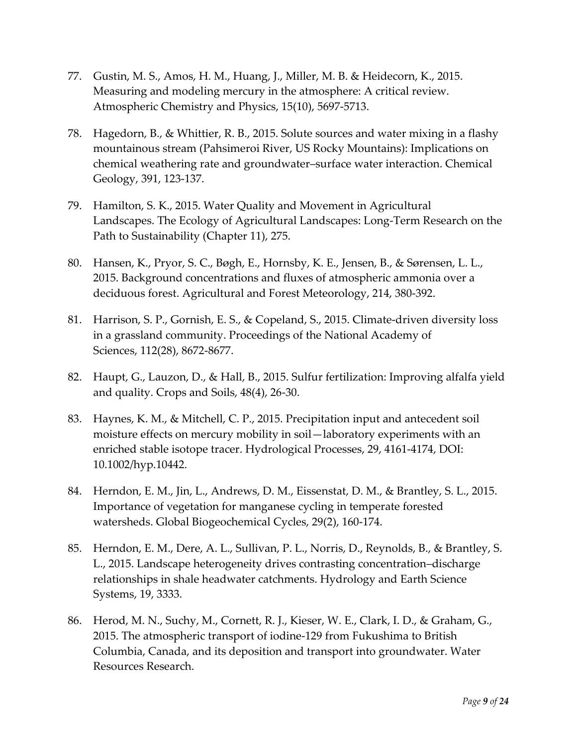77. Gustin, M. S., Amos, H. M., Huang, J., Miller, M. B. & Heidecorn, K., 2015. Measuring and modeling mercury in the atmosphere: A critical review. Atmospheric Chemistry and Physics, 15(10), 5697-5713.

78. Hagedorn, B., & Whittier, R. B., 2015. Solute sources and water mixing in a flashy mountainous stream (Pahsimeroi River, US Rocky Mountains): Implications on chemical weathering rate and groundwater–surface water interaction. Chemical Geology, 391, 123-137.

79. Hamilton, S. K., 2015. Water Quality and Movement in Agricultural Landscapes. The Ecology of Agricultural Landscapes: Long-Term Research on the Path to Sustainability (Chapter 11), 275.

80. Hansen, K., Pryor, S. C., Bøgh, E., Hornsby, K. E., Jensen, B., & Sørensen, L. L., 2015. Background concentrations and fluxes of atmospheric ammonia over a deciduous forest. Agricultural and Forest Meteorology, 214, 380-392.

81. Harrison, S. P., Gornish, E. S., & Copeland, S., 2015. Climate-driven diversity loss in a grassland community. Proceedings of the National Academy of Sciences, 112(28), 8672-8677.

82. Haupt, G., Lauzon, D., & Hall, B., 2015. Sulfur fertilization: Improving alfalfa yield and quality. Crops and Soils, 48(4), 26-30.

83. Haynes, K. M., & Mitchell, C. P., 2015. Precipitation input and antecedent soil moisture effects on mercury mobility in soil—laboratory experiments with an enriched stable isotope tracer. Hydrological Processes, 29, 4161-4174, DOI: 10.1002/hyp.10442.

84. Herndon, E. M., Jin, L., Andrews, D. M., Eissenstat, D. M., & Brantley, S. L., 2015. Importance of vegetation for manganese cycling in temperate forested watersheds. Global Biogeochemical Cycles, 29(2), 160-174.

85. Herndon, E. M., Dere, A. L., Sullivan, P. L., Norris, D., Reynolds, B., & Brantley, S. L., 2015. Landscape heterogeneity drives contrasting concentration–discharge relationships in shale headwater catchments. Hydrology and Earth Science Systems, 19, 3333.

86. Herod, M. N., Suchy, M., Cornett, R. J., Kieser, W. E., Clark, I. D., & Graham, G., 2015. The atmospheric transport of iodine-129 from Fukushima to British Columbia, Canada, and its deposition and transport into groundwater. Water Resources Research.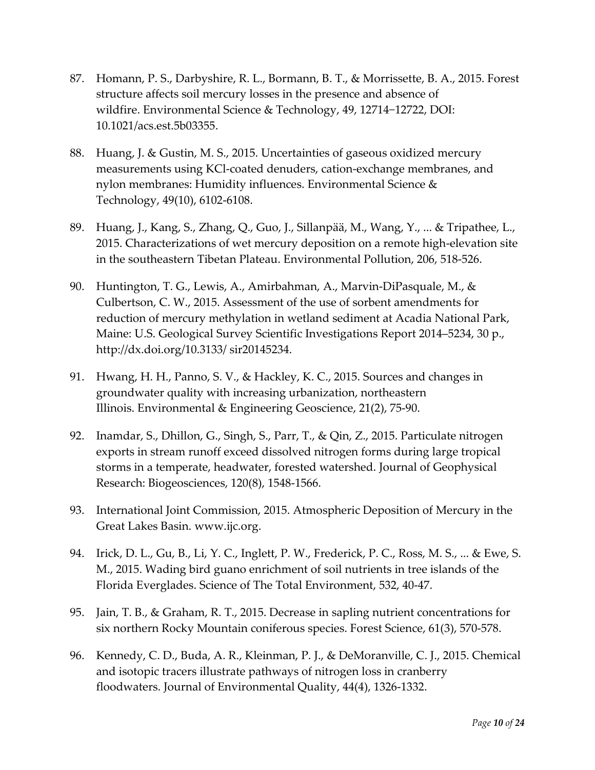87. Homann, P. S., Darbyshire, R. L., Bormann, B. T., & Morrissette, B. A., 2015. Forest structure affects soil mercury losses in the presence and absence of wildfire. Environmental Science & Technology, 49, 12714−12722, DOI: 10.1021/acs.est.5b03355.

88. Huang, J. & Gustin, M. S., 2015. Uncertainties of gaseous oxidized mercury measurements using KCl-coated denuders, cation-exchange membranes, and nylon membranes: Humidity influences. Environmental Science & Technology, 49(10), 6102-6108.

89. Huang, J., Kang, S., Zhang, Q., Guo, J., Sillanpää, M., Wang, Y., ... & Tripathee, L., 2015. Characterizations of wet mercury deposition on a remote high-elevation site in the southeastern Tibetan Plateau. Environmental Pollution, 206, 518-526.

90. Huntington, T. G., Lewis, A., Amirbahman, A., Marvin-DiPasquale, M., & Culbertson, C. W., 2015. Assessment of the use of sorbent amendments for reduction of mercury methylation in wetland sediment at Acadia National Park, Maine: U.S. Geological Survey Scientific Investigations Report 2014–5234, 30 p., http://dx.doi.org/10.3133/ sir20145234.

91. Hwang, H. H., Panno, S. V., & Hackley, K. C., 2015. Sources and changes in groundwater quality with increasing urbanization, northeastern Illinois. Environmental & Engineering Geoscience, 21(2), 75-90.

92. Inamdar, S., Dhillon, G., Singh, S., Parr, T., & Qin, Z., 2015. Particulate nitrogen exports in stream runoff exceed dissolved nitrogen forms during large tropical storms in a temperate, headwater, forested watershed. Journal of Geophysical Research: Biogeosciences, 120(8), 1548-1566.

93. International Joint Commission, 2015. Atmospheric Deposition of Mercury in the Great Lakes Basin. www.ijc.org.

94. Irick, D. L., Gu, B., Li, Y. C., Inglett, P. W., Frederick, P. C., Ross, M. S., ... & Ewe, S. M., 2015. Wading bird guano enrichment of soil nutrients in tree islands of the Florida Everglades. Science of The Total Environment, 532, 40-47.

95. Jain, T. B., & Graham, R. T., 2015. Decrease in sapling nutrient concentrations for six northern Rocky Mountain coniferous species. Forest Science, 61(3), 570-578.

96. Kennedy, C. D., Buda, A. R., Kleinman, P. J., & DeMoranville, C. J., 2015. Chemical and isotopic tracers illustrate pathways of nitrogen loss in cranberry floodwaters. Journal of Environmental Quality, 44(4), 1326-1332.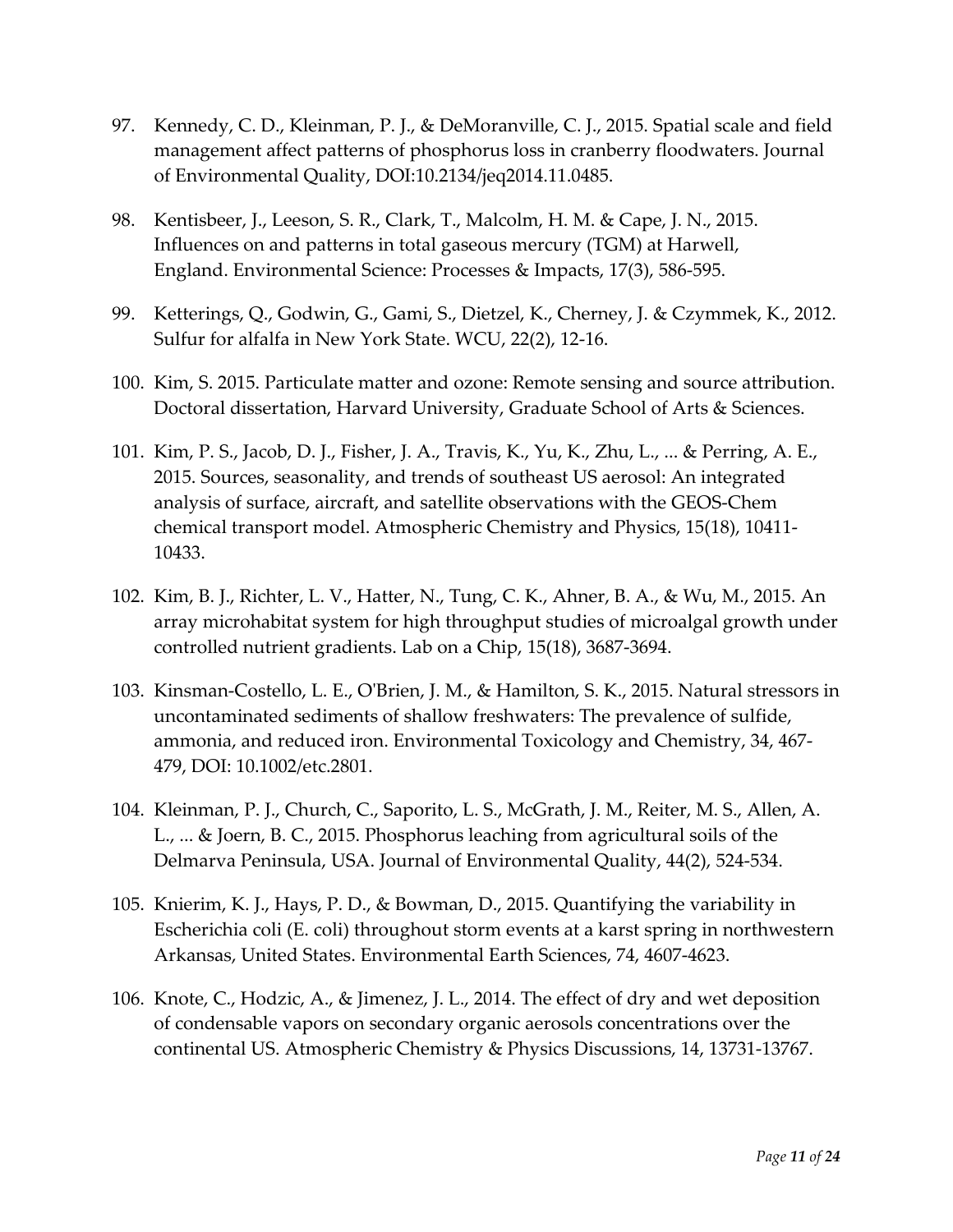97. Kennedy, C. D., Kleinman, P. J., & DeMoranville, C. J., 2015. Spatial scale and field management affect patterns of phosphorus loss in cranberry floodwaters. Journal of Environmental Quality, DOI:10.2134/jeq2014.11.0485.

98. Kentisbeer, J., Leeson, S. R., Clark, T., Malcolm, H. M. & Cape, J. N., 2015. Influences on and patterns in total gaseous mercury (TGM) at Harwell, England. Environmental Science: Processes & Impacts, 17(3), 586-595.

99. Ketterings, Q., Godwin, G., Gami, S., Dietzel, K., Cherney, J. & Czymmek, K., 2012. Sulfur for alfalfa in New York State. WCU, 22(2), 12-16.

100. Kim, S. 2015. Particulate matter and ozone: Remote sensing and source attribution. Doctoral dissertation, Harvard University, Graduate School of Arts & Sciences.

101. Kim, P. S., Jacob, D. J., Fisher, J. A., Travis, K., Yu, K., Zhu, L., ... & Perring, A. E., 2015. Sources, seasonality, and trends of southeast US aerosol: An integrated analysis of surface, aircraft, and satellite observations with the GEOS-Chem chemical transport model. Atmospheric Chemistry and Physics, 15(18), 10411-10433.

102. Kim, B. J., Richter, L. V., Hatter, N., Tung, C. K., Ahner, B. A., & Wu, M., 2015. An array microhabitat system for high throughput studies of microalgal growth under controlled nutrient gradients. Lab on a Chip, 15(18), 3687-3694.

103. Kinsman-Costello, L. E., O'Brien, J. M., & Hamilton, S. K., 2015. Natural stressors in uncontaminated sediments of shallow freshwaters: The prevalence of sulfide, ammonia, and reduced iron. Environmental Toxicology and Chemistry, 34, 467-479, DOI: 10.1002/etc.2801.

104. Kleinman, P. J., Church, C., Saporito, L. S., McGrath, J. M., Reiter, M. S., Allen, A. L., ... & Joern, B. C., 2015. Phosphorus leaching from agricultural soils of the Delmarva Peninsula, USA. Journal of Environmental Quality, 44(2), 524-534.

105. Knierim, K. J., Hays, P. D., & Bowman, D., 2015. Quantifying the variability in Escherichia coli (E. coli) throughout storm events at a karst spring in northwestern Arkansas, United States. Environmental Earth Sciences, 74, 4607-4623.

106. Knote, C., Hodzic, A., & Jimenez, J. L., 2014. The effect of dry and wet deposition of condensable vapors on secondary organic aerosols concentrations over the continental US. Atmospheric Chemistry & Physics Discussions, 14, 13731-13767.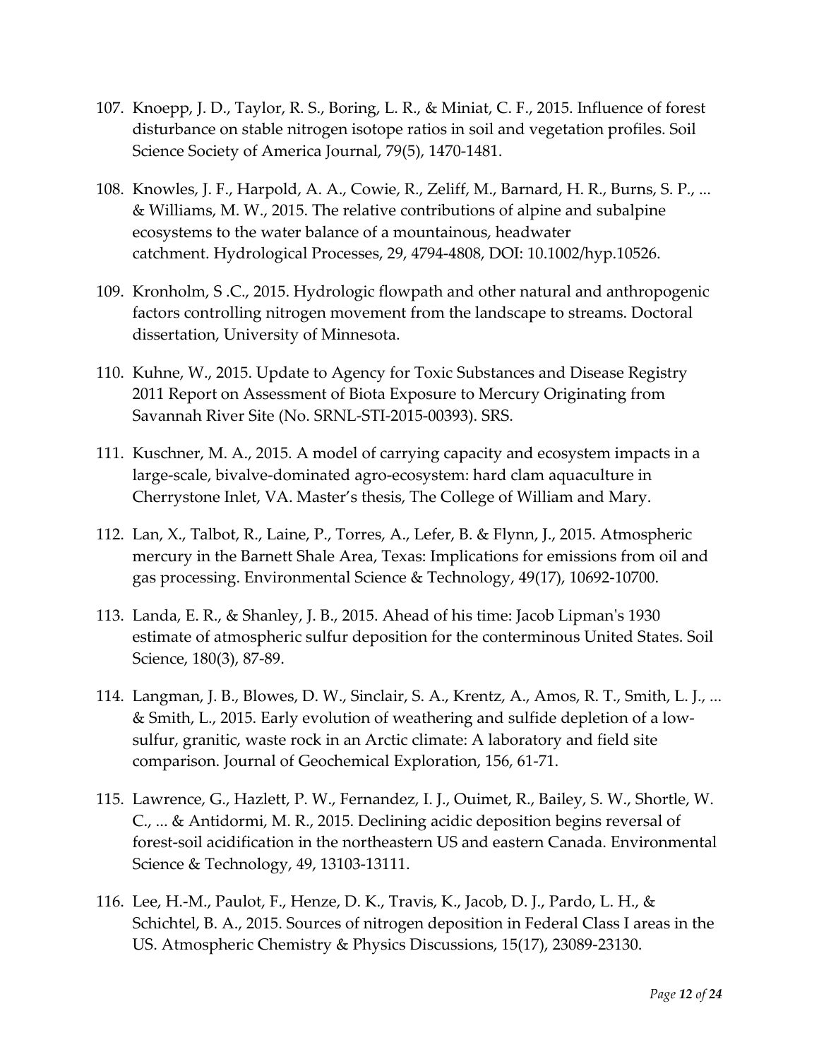107. Knoepp, J. D., Taylor, R. S., Boring, L. R., & Miniat, C. F., 2015. Influence of forest disturbance on stable nitrogen isotope ratios in soil and vegetation profiles. Soil Science Society of America Journal, 79(5), 1470-1481.

108. Knowles, J. F., Harpold, A. A., Cowie, R., Zeliff, M., Barnard, H. R., Burns, S. P., ... & Williams, M. W., 2015. The relative contributions of alpine and subalpine ecosystems to the water balance of a mountainous, headwater catchment. Hydrological Processes, 29, 4794-4808, DOI: 10.1002/hyp.10526.

109. Kronholm, S .C., 2015. Hydrologic flowpath and other natural and anthropogenic factors controlling nitrogen movement from the landscape to streams. Doctoral dissertation, University of Minnesota.

110. Kuhne, W., 2015. Update to Agency for Toxic Substances and Disease Registry 2011 Report on Assessment of Biota Exposure to Mercury Originating from Savannah River Site (No. SRNL-STI-2015-00393). SRS.

111. Kuschner, M. A., 2015. A model of carrying capacity and ecosystem impacts in a large-scale, bivalve-dominated agro-ecosystem: hard clam aquaculture in Cherrystone Inlet, VA. Master's thesis, The College of William and Mary.

112. Lan, X., Talbot, R., Laine, P., Torres, A., Lefer, B. & Flynn, J., 2015. Atmospheric mercury in the Barnett Shale Area, Texas: Implications for emissions from oil and gas processing. Environmental Science & Technology, 49(17), 10692-10700.

113. Landa, E. R., & Shanley, J. B., 2015. Ahead of his time: Jacob Lipman's 1930 estimate of atmospheric sulfur deposition for the conterminous United States. Soil Science, 180(3), 87-89.

114. Langman, J. B., Blowes, D. W., Sinclair, S. A., Krentz, A., Amos, R. T., Smith, L. J., ... & Smith, L., 2015. Early evolution of weathering and sulfide depletion of a low-sulfur, granitic, waste rock in an Arctic climate: A laboratory and field site comparison. Journal of Geochemical Exploration, 156, 61-71.

115. Lawrence, G., Hazlett, P. W., Fernandez, I. J., Ouimet, R., Bailey, S. W., Shortle, W. C., ... & Antidormi, M. R., 2015. Declining acidic deposition begins reversal of forest-soil acidification in the northeastern US and eastern Canada. Environmental Science & Technology, 49, 13103-13111.

116. Lee, H.-M., Paulot, F., Henze, D. K., Travis, K., Jacob, D. J., Pardo, L. H., & Schichtel, B. A., 2015. Sources of nitrogen deposition in Federal Class I areas in the US. Atmospheric Chemistry & Physics Discussions, 15(17), 23089-23130.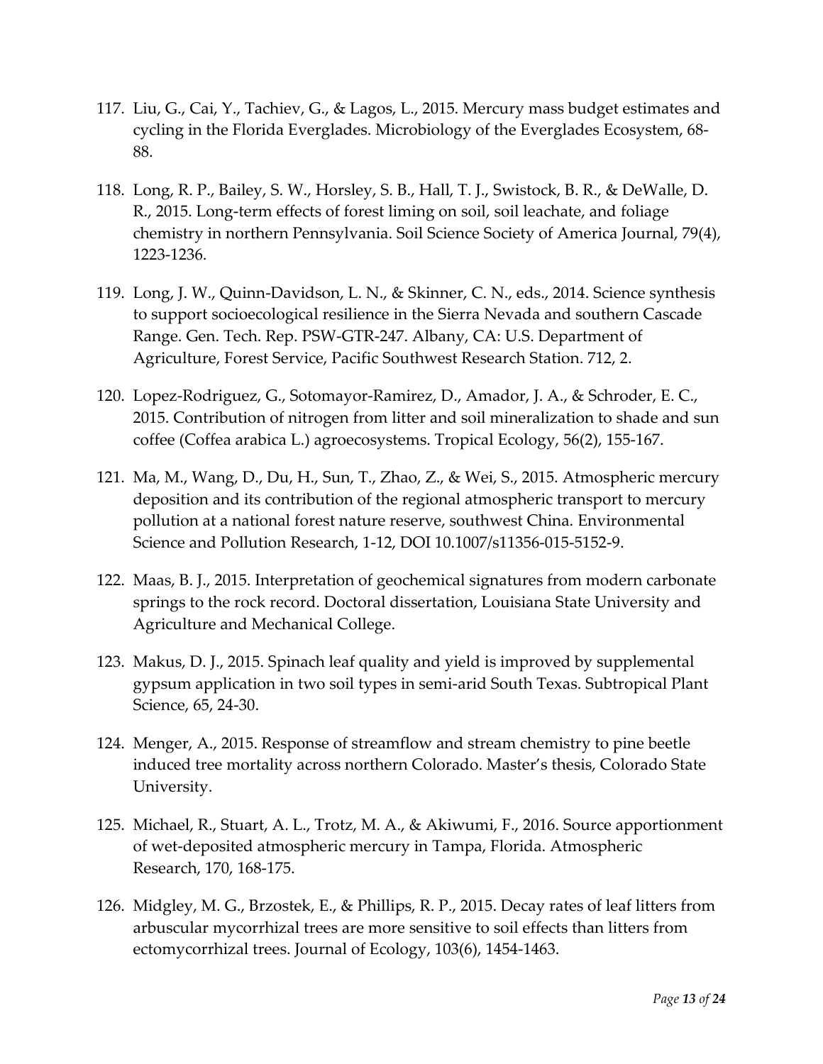117. Liu, G., Cai, Y., Tachiev, G., & Lagos, L., 2015. Mercury mass budget estimates and cycling in the Florida Everglades. Microbiology of the Everglades Ecosystem, 68-88.

118. Long, R. P., Bailey, S. W., Horsley, S. B., Hall, T. J., Swistock, B. R., & DeWalle, D. R., 2015. Long-term effects of forest liming on soil, soil leachate, and foliage chemistry in northern Pennsylvania. Soil Science Society of America Journal, 79(4), 1223-1236.

119. Long, J. W., Quinn-Davidson, L. N., & Skinner, C. N., eds., 2014. Science synthesis to support socioecological resilience in the Sierra Nevada and southern Cascade Range. Gen. Tech. Rep. PSW-GTR-247. Albany, CA: U.S. Department of Agriculture, Forest Service, Pacific Southwest Research Station. 712, 2.

120. Lopez-Rodriguez, G., Sotomayor-Ramirez, D., Amador, J. A., & Schroder, E. C., 2015. Contribution of nitrogen from litter and soil mineralization to shade and sun coffee (Coffea arabica L.) agroecosystems. Tropical Ecology, 56(2), 155-167.

121. Ma, M., Wang, D., Du, H., Sun, T., Zhao, Z., & Wei, S., 2015. Atmospheric mercury deposition and its contribution of the regional atmospheric transport to mercury pollution at a national forest nature reserve, southwest China. Environmental Science and Pollution Research, 1-12, DOI 10.1007/s11356-015-5152-9.

122. Maas, B. J., 2015. Interpretation of geochemical signatures from modern carbonate springs to the rock record. Doctoral dissertation, Louisiana State University and Agriculture and Mechanical College.

123. Makus, D. J., 2015. Spinach leaf quality and yield is improved by supplemental gypsum application in two soil types in semi-arid South Texas. Subtropical Plant Science, 65, 24-30.

124. Menger, A., 2015. Response of streamflow and stream chemistry to pine beetle induced tree mortality across northern Colorado. Master's thesis, Colorado State University.

125. Michael, R., Stuart, A. L., Trotz, M. A., & Akiwumi, F., 2016. Source apportionment of wet-deposited atmospheric mercury in Tampa, Florida. Atmospheric Research, 170, 168-175.

126. Midgley, M. G., Brzostek, E., & Phillips, R. P., 2015. Decay rates of leaf litters from arbuscular mycorrhizal trees are more sensitive to soil effects than litters from ectomycorrhizal trees. Journal of Ecology, 103(6), 1454-1463.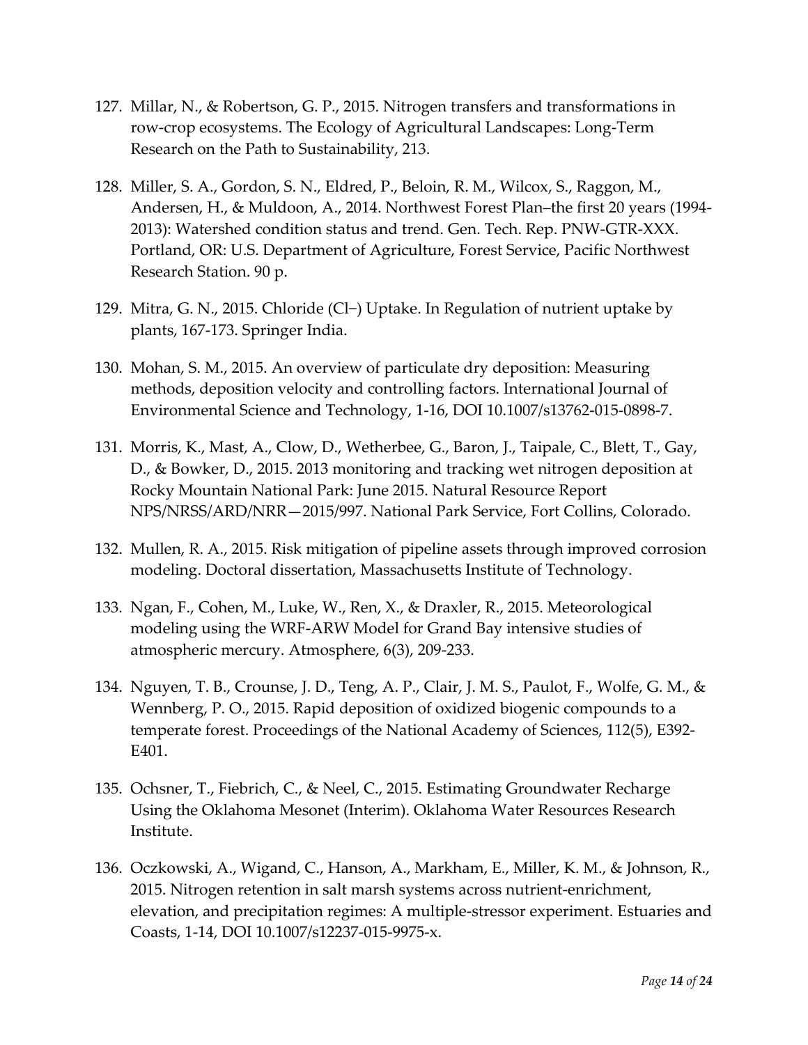127. Millar, N., & Robertson, G. P., 2015. Nitrogen transfers and transformations in row-crop ecosystems. The Ecology of Agricultural Landscapes: Long-Term Research on the Path to Sustainability, 213.

128. Miller, S. A., Gordon, S. N., Eldred, P., Beloin, R. M., Wilcox, S., Raggon, M., Andersen, H., & Muldoon, A., 2014. Northwest Forest Plan–the first 20 years (1994-2013): Watershed condition status and trend. Gen. Tech. Rep. PNW-GTR-XXX. Portland, OR: U.S. Department of Agriculture, Forest Service, Pacific Northwest Research Station. 90 p.

129. Mitra, G. N., 2015. Chloride ($Cl^-$) Uptake. In Regulation of nutrient uptake by plants, 167-173. Springer India.

130. Mohan, S. M., 2015. An overview of particulate dry deposition: Measuring methods, deposition velocity and controlling factors. International Journal of Environmental Science and Technology, 1-16, DOI 10.1007/s13762-015-0898-7.

131. Morris, K., Mast, A., Clow, D., Wetherbee, G., Baron, J., Taipale, C., Blett, T., Gay, D., & Bowker, D., 2015. 2013 monitoring and tracking wet nitrogen deposition at Rocky Mountain National Park: June 2015. Natural Resource Report NPS/NRSS/ARD/NRR—2015/997. National Park Service, Fort Collins, Colorado.

132. Mullen, R. A., 2015. Risk mitigation of pipeline assets through improved corrosion modeling. Doctoral dissertation, Massachusetts Institute of Technology.

133. Ngan, F., Cohen, M., Luke, W., Ren, X., & Draxler, R., 2015. Meteorological modeling using the WRF-ARW Model for Grand Bay intensive studies of atmospheric mercury. Atmosphere, 6(3), 209-233.

134. Nguyen, T. B., Crounse, J. D., Teng, A. P., Clair, J. M. S., Paulot, F., Wolfe, G. M., & Wennberg, P. O., 2015. Rapid deposition of oxidized biogenic compounds to a temperate forest. Proceedings of the National Academy of Sciences, 112(5), E392-E401.

135. Ochsner, T., Fiebrich, C., & Neel, C., 2015. Estimating Groundwater Recharge Using the Oklahoma Mesonet (Interim). Oklahoma Water Resources Research Institute.

136. Oczkowski, A., Wigand, C., Hanson, A., Markham, E., Miller, K. M., & Johnson, R., 2015. Nitrogen retention in salt marsh systems across nutrient-enrichment, elevation, and precipitation regimes: A multiple-stressor experiment. Estuaries and Coasts, 1-14, DOI 10.1007/s12237-015-9975-x.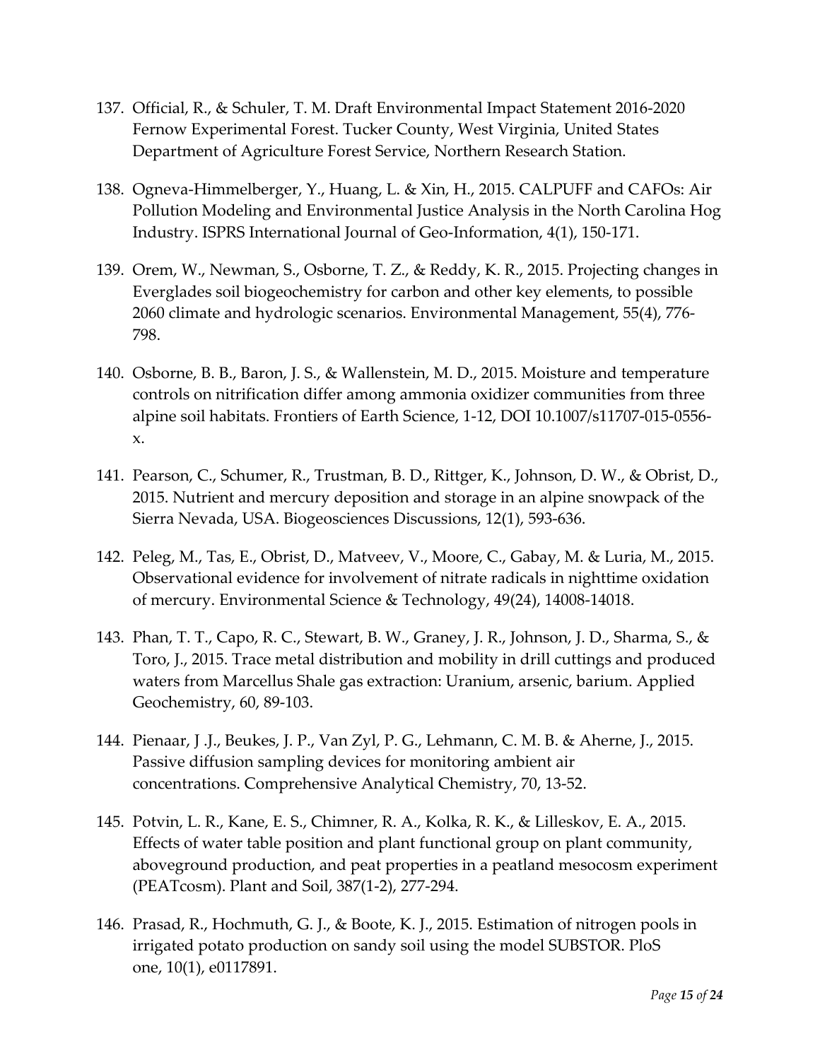137. Official, R., & Schuler, T. M. Draft Environmental Impact Statement 2016-2020 Fernow Experimental Forest. Tucker County, West Virginia, United States Department of Agriculture Forest Service, Northern Research Station.

138. Ogneva-Himmelberger, Y., Huang, L. & Xin, H., 2015. CALPUFF and CAFOs: Air Pollution Modeling and Environmental Justice Analysis in the North Carolina Hog Industry. ISPRS International Journal of Geo-Information, 4(1), 150-171.

139. Orem, W., Newman, S., Osborne, T. Z., & Reddy, K. R., 2015. Projecting changes in Everglades soil biogeochemistry for carbon and other key elements, to possible 2060 climate and hydrologic scenarios. Environmental Management, 55(4), 776-798.

140. Osborne, B. B., Baron, J. S., & Wallenstein, M. D., 2015. Moisture and temperature controls on nitrification differ among ammonia oxidizer communities from three alpine soil habitats. Frontiers of Earth Science, 1-12, DOI 10.1007/s11707-015-0556-x.

141. Pearson, C., Schumer, R., Trustman, B. D., Rittger, K., Johnson, D. W., & Obrist, D., 2015. Nutrient and mercury deposition and storage in an alpine snowpack of the Sierra Nevada, USA. Biogeosciences Discussions, 12(1), 593-636.

142. Peleg, M., Tas, E., Obrist, D., Matveev, V., Moore, C., Gabay, M. & Luria, M., 2015. Observational evidence for involvement of nitrate radicals in nighttime oxidation of mercury. Environmental Science & Technology, 49(24), 14008-14018.

143. Phan, T. T., Capo, R. C., Stewart, B. W., Graney, J. R., Johnson, J. D., Sharma, S., & Toro, J., 2015. Trace metal distribution and mobility in drill cuttings and produced waters from Marcellus Shale gas extraction: Uranium, arsenic, barium. Applied Geochemistry, 60, 89-103.

144. Pienaar, J .J., Beukes, J. P., Van Zyl, P. G., Lehmann, C. M. B. & Aherne, J., 2015. Passive diffusion sampling devices for monitoring ambient air concentrations. Comprehensive Analytical Chemistry, 70, 13-52.

145. Potvin, L. R., Kane, E. S., Chimner, R. A., Kolka, R. K., & Lilleskov, E. A., 2015. Effects of water table position and plant functional group on plant community, aboveground production, and peat properties in a peatland mesocosm experiment (PEATcosm). Plant and Soil, 387(1-2), 277-294.

146. Prasad, R., Hochmuth, G. J., & Boote, K. J., 2015. Estimation of nitrogen pools in irrigated potato production on sandy soil using the model SUBSTOR. PloS one, 10(1), e0117891.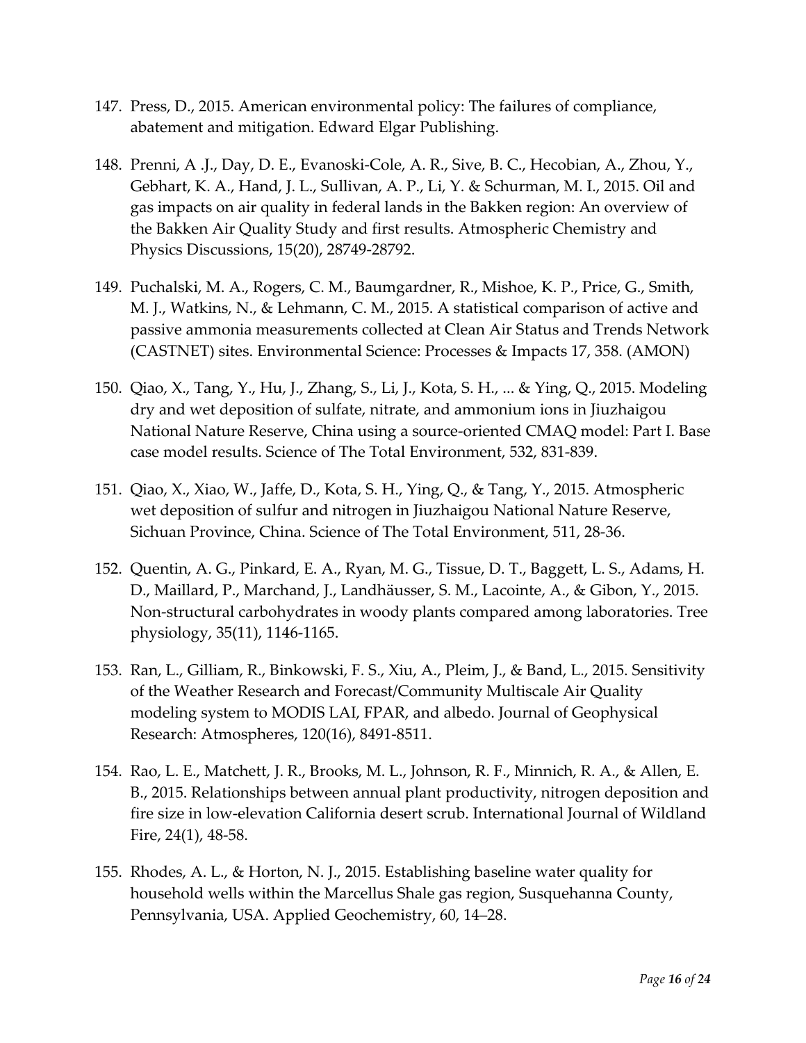147. Press, D., 2015. American environmental policy: The failures of compliance, abatement and mitigation. Edward Elgar Publishing.

148. Prenni, A .J., Day, D. E., Evanoski-Cole, A. R., Sive, B. C., Hecobian, A., Zhou, Y., Gebhart, K. A., Hand, J. L., Sullivan, A. P., Li, Y. & Schurman, M. I., 2015. Oil and gas impacts on air quality in federal lands in the Bakken region: An overview of the Bakken Air Quality Study and first results. Atmospheric Chemistry and Physics Discussions, 15(20), 28749-28792.

149. Puchalski, M. A., Rogers, C. M., Baumgardner, R., Mishoe, K. P., Price, G., Smith, M. J., Watkins, N., & Lehmann, C. M., 2015. A statistical comparison of active and passive ammonia measurements collected at Clean Air Status and Trends Network (CASTNET) sites. Environmental Science: Processes & Impacts 17, 358. (AMON)

150. Qiao, X., Tang, Y., Hu, J., Zhang, S., Li, J., Kota, S. H., ... & Ying, Q., 2015. Modeling dry and wet deposition of sulfate, nitrate, and ammonium ions in Jiuzhaigou National Nature Reserve, China using a source-oriented CMAQ model: Part I. Base case model results. Science of The Total Environment, 532, 831-839.

151. Qiao, X., Xiao, W., Jaffe, D., Kota, S. H., Ying, Q., & Tang, Y., 2015. Atmospheric wet deposition of sulfur and nitrogen in Jiuzhaigou National Nature Reserve, Sichuan Province, China. Science of The Total Environment, 511, 28-36.

152. Quentin, A. G., Pinkard, E. A., Ryan, M. G., Tissue, D. T., Baggett, L. S., Adams, H. D., Maillard, P., Marchand, J., Landhäusser, S. M., Lacointe, A., & Gibon, Y., 2015. Non-structural carbohydrates in woody plants compared among laboratories. Tree physiology, 35(11), 1146-1165.

153. Ran, L., Gilliam, R., Binkowski, F. S., Xiu, A., Pleim, J., & Band, L., 2015. Sensitivity of the Weather Research and Forecast/Community Multiscale Air Quality modeling system to MODIS LAI, FPAR, and albedo. Journal of Geophysical Research: Atmospheres, 120(16), 8491-8511.

154. Rao, L. E., Matchett, J. R., Brooks, M. L., Johnson, R. F., Minnich, R. A., & Allen, E. B., 2015. Relationships between annual plant productivity, nitrogen deposition and fire size in low-elevation California desert scrub. International Journal of Wildland Fire, 24(1), 48-58.

155. Rhodes, A. L., & Horton, N. J., 2015. Establishing baseline water quality for household wells within the Marcellus Shale gas region, Susquehanna County, Pennsylvania, USA. Applied Geochemistry, 60, 14–28.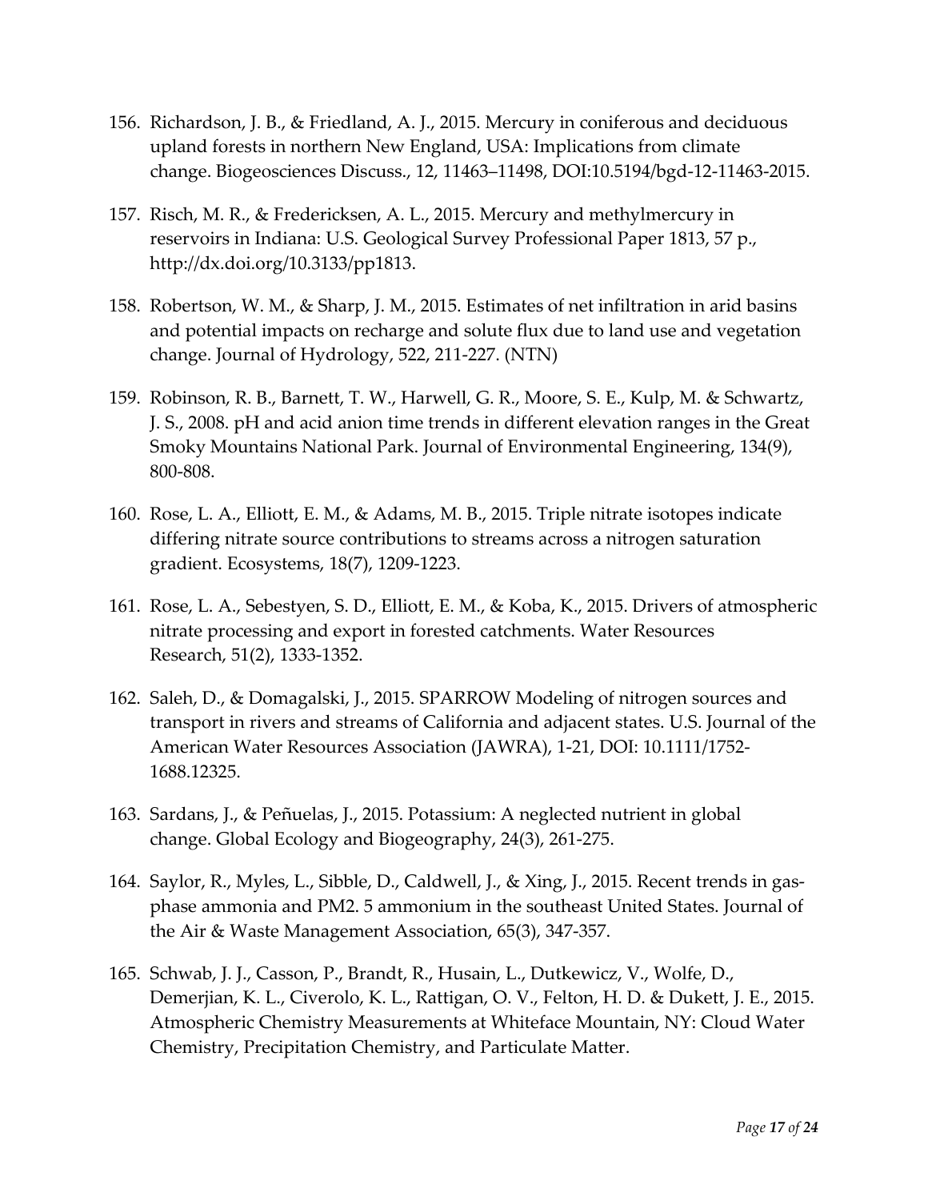156. Richardson, J. B., & Friedland, A. J., 2015. Mercury in coniferous and deciduous upland forests in northern New England, USA: Implications from climate change. Biogeosciences Discuss., 12, 11463–11498, DOI:10.5194/bgd-12-11463-2015.

157. Risch, M. R., & Fredericksen, A. L., 2015. Mercury and methylmercury in reservoirs in Indiana: U.S. Geological Survey Professional Paper 1813, 57 p., http://dx.doi.org/10.3133/pp1813.

158. Robertson, W. M., & Sharp, J. M., 2015. Estimates of net infiltration in arid basins and potential impacts on recharge and solute flux due to land use and vegetation change. Journal of Hydrology, 522, 211-227. (NTN)

159. Robinson, R. B., Barnett, T. W., Harwell, G. R., Moore, S. E., Kulp, M. & Schwartz, J. S., 2008. pH and acid anion time trends in different elevation ranges in the Great Smoky Mountains National Park. Journal of Environmental Engineering, 134(9), 800-808.

160. Rose, L. A., Elliott, E. M., & Adams, M. B., 2015. Triple nitrate isotopes indicate differing nitrate source contributions to streams across a nitrogen saturation gradient. Ecosystems, 18(7), 1209-1223.

161. Rose, L. A., Sebestyen, S. D., Elliott, E. M., & Koba, K., 2015. Drivers of atmospheric nitrate processing and export in forested catchments. Water Resources Research, 51(2), 1333-1352.

162. Saleh, D., & Domagalski, J., 2015. SPARROW Modeling of nitrogen sources and transport in rivers and streams of California and adjacent states. U.S. Journal of the American Water Resources Association (JAWRA), 1-21, DOI: 10.1111/1752-1688.12325.

163. Sardans, J., & Peñuelas, J., 2015. Potassium: A neglected nutrient in global change. Global Ecology and Biogeography, 24(3), 261-275.

164. Saylor, R., Myles, L., Sibble, D., Caldwell, J., & Xing, J., 2015. Recent trends in gas-phase ammonia and PM2. 5 ammonium in the southeast United States. Journal of the Air & Waste Management Association, 65(3), 347-357.

165. Schwab, J. J., Casson, P., Brandt, R., Husain, L., Dutkewicz, V., Wolfe, D., Demerjian, K. L., Civerolo, K. L., Rattigan, O. V., Felton, H. D. & Dukett, J. E., 2015. Atmospheric Chemistry Measurements at Whiteface Mountain, NY: Cloud Water Chemistry, Precipitation Chemistry, and Particulate Matter.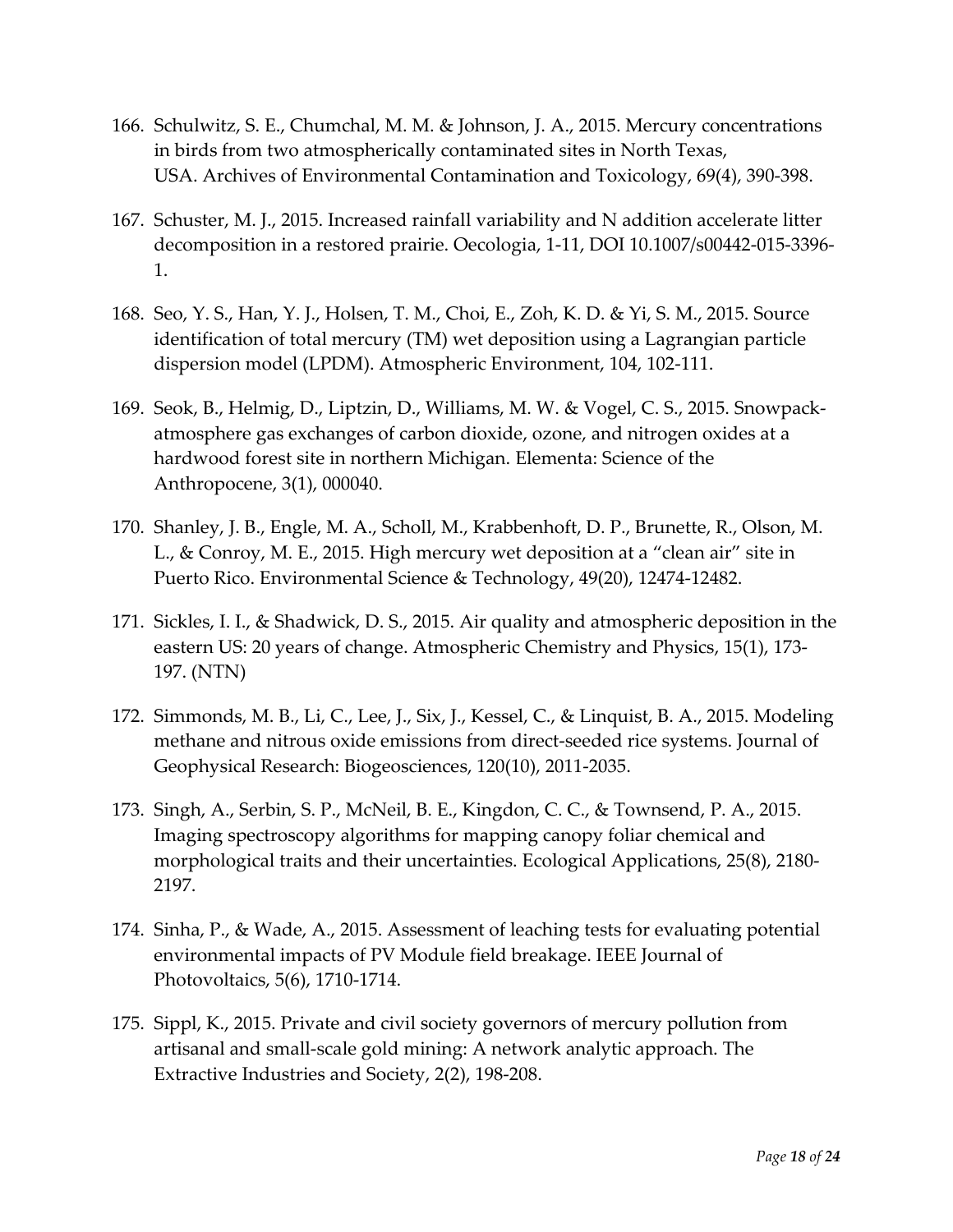166. Schulwitz, S. E., Chumchal, M. M. & Johnson, J. A., 2015. Mercury concentrations in birds from two atmospherically contaminated sites in North Texas, USA. Archives of Environmental Contamination and Toxicology, 69(4), 390-398.

167. Schuster, M. J., 2015. Increased rainfall variability and N addition accelerate litter decomposition in a restored prairie. Oecologia, 1-11, DOI 10.1007/s00442-015-3396-1.

168. Seo, Y. S., Han, Y. J., Holsen, T. M., Choi, E., Zoh, K. D. & Yi, S. M., 2015. Source identification of total mercury (TM) wet deposition using a Lagrangian particle dispersion model (LPDM). Atmospheric Environment, 104, 102-111.

169. Seok, B., Helmig, D., Liptzin, D., Williams, M. W. & Vogel, C. S., 2015. Snowpack-atmosphere gas exchanges of carbon dioxide, ozone, and nitrogen oxides at a hardwood forest site in northern Michigan. Elementa: Science of the Anthropocene, 3(1), 000040.

170. Shanley, J. B., Engle, M. A., Scholl, M., Krabbenhoft, D. P., Brunette, R., Olson, M. L., & Conroy, M. E., 2015. High mercury wet deposition at a "clean air" site in Puerto Rico. Environmental Science & Technology, 49(20), 12474-12482.

171. Sickles, I. I., & Shadwick, D. S., 2015. Air quality and atmospheric deposition in the eastern US: 20 years of change. Atmospheric Chemistry and Physics, 15(1), 173-197. (NTN)

172. Simmonds, M. B., Li, C., Lee, J., Six, J., Kessel, C., & Linquist, B. A., 2015. Modeling methane and nitrous oxide emissions from direct-seeded rice systems. Journal of Geophysical Research: Biogeosciences, 120(10), 2011-2035.

173. Singh, A., Serbin, S. P., McNeil, B. E., Kingdon, C. C., & Townsend, P. A., 2015. Imaging spectroscopy algorithms for mapping canopy foliar chemical and morphological traits and their uncertainties. Ecological Applications, 25(8), 2180-2197.

174. Sinha, P., & Wade, A., 2015. Assessment of leaching tests for evaluating potential environmental impacts of PV Module field breakage. IEEE Journal of Photovoltaics, 5(6), 1710-1714.

175. Sippl, K., 2015. Private and civil society governors of mercury pollution from artisanal and small-scale gold mining: A network analytic approach. The Extractive Industries and Society, 2(2), 198-208.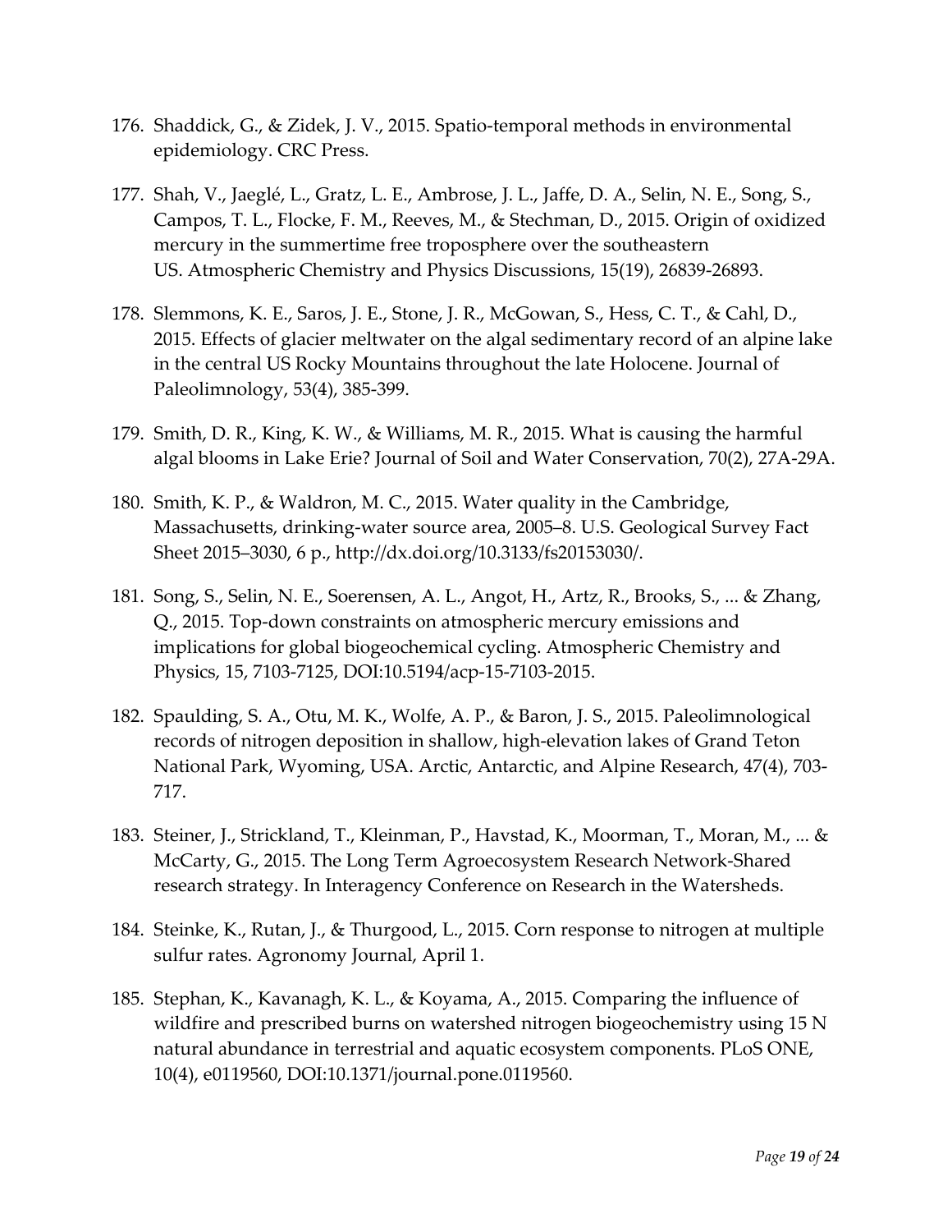176. Shaddick, G., & Zidek, J. V., 2015. Spatio-temporal methods in environmental epidemiology. CRC Press.

177. Shah, V., Jaeglé, L., Gratz, L. E., Ambrose, J. L., Jaffe, D. A., Selin, N. E., Song, S., Campos, T. L., Flocke, F. M., Reeves, M., & Stechman, D., 2015. Origin of oxidized mercury in the summertime free troposphere over the southeastern US. Atmospheric Chemistry and Physics Discussions, 15(19), 26839-26893.

178. Slemmons, K. E., Saros, J. E., Stone, J. R., McGowan, S., Hess, C. T., & Cahl, D., 2015. Effects of glacier meltwater on the algal sedimentary record of an alpine lake in the central US Rocky Mountains throughout the late Holocene. Journal of Paleolimnology, 53(4), 385-399.

179. Smith, D. R., King, K. W., & Williams, M. R., 2015. What is causing the harmful algal blooms in Lake Erie? Journal of Soil and Water Conservation, 70(2), 27A-29A.

180. Smith, K. P., & Waldron, M. C., 2015. Water quality in the Cambridge, Massachusetts, drinking-water source area, 2005–8. U.S. Geological Survey Fact Sheet 2015–3030, 6 p., http://dx.doi.org/10.3133/fs20153030/.

181. Song, S., Selin, N. E., Soerensen, A. L., Angot, H., Artz, R., Brooks, S., ... & Zhang, Q., 2015. Top-down constraints on atmospheric mercury emissions and implications for global biogeochemical cycling. Atmospheric Chemistry and Physics, 15, 7103-7125, DOI:10.5194/acp-15-7103-2015.

182. Spaulding, S. A., Otu, M. K., Wolfe, A. P., & Baron, J. S., 2015. Paleolimnological records of nitrogen deposition in shallow, high-elevation lakes of Grand Teton National Park, Wyoming, USA. Arctic, Antarctic, and Alpine Research, 47(4), 703-717.

183. Steiner, J., Strickland, T., Kleinman, P., Havstad, K., Moorman, T., Moran, M., ... & McCarty, G., 2015. The Long Term Agroecosystem Research Network-Shared research strategy. In Interagency Conference on Research in the Watersheds.

184. Steinke, K., Rutan, J., & Thurgood, L., 2015. Corn response to nitrogen at multiple sulfur rates. Agronomy Journal, April 1.

185. Stephan, K., Kavanagh, K. L., & Koyama, A., 2015. Comparing the influence of wildfire and prescribed burns on watershed nitrogen biogeochemistry using 15 N natural abundance in terrestrial and aquatic ecosystem components. PLoS ONE, 10(4), e0119560, DOI:10.1371/journal.pone.0119560.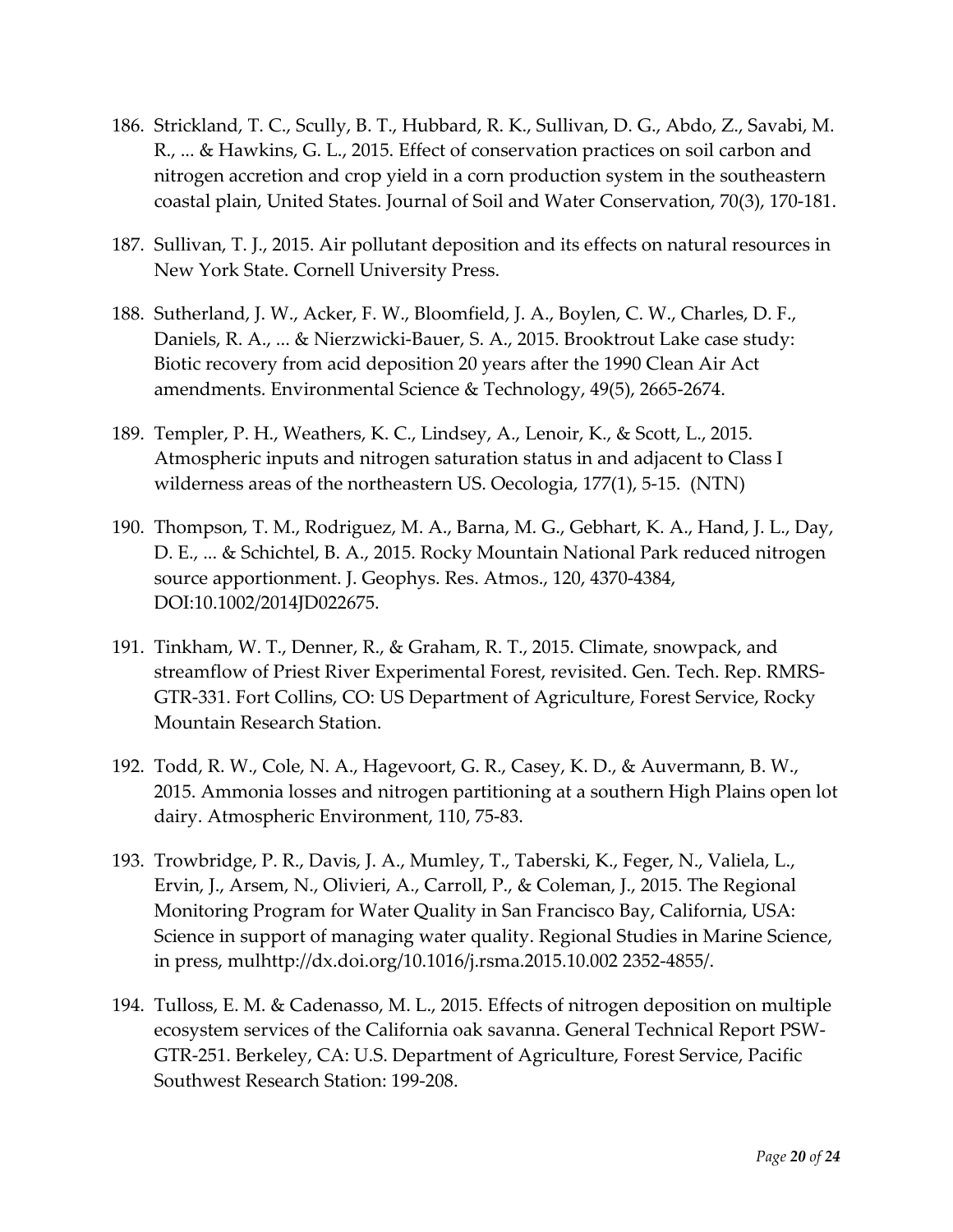186. Strickland, T. C., Scully, B. T., Hubbard, R. K., Sullivan, D. G., Abdo, Z., Savabi, M. R., ... & Hawkins, G. L., 2015. Effect of conservation practices on soil carbon and nitrogen accretion and crop yield in a corn production system in the southeastern coastal plain, United States. Journal of Soil and Water Conservation, 70(3), 170-181.

187. Sullivan, T. J., 2015. Air pollutant deposition and its effects on natural resources in New York State. Cornell University Press.

188. Sutherland, J. W., Acker, F. W., Bloomfield, J. A., Boylen, C. W., Charles, D. F., Daniels, R. A., ... & Nierzwicki-Bauer, S. A., 2015. Brooktrout Lake case study: Biotic recovery from acid deposition 20 years after the 1990 Clean Air Act amendments. Environmental Science & Technology, 49(5), 2665-2674.

189. Templer, P. H., Weathers, K. C., Lindsey, A., Lenoir, K., & Scott, L., 2015. Atmospheric inputs and nitrogen saturation status in and adjacent to Class I wilderness areas of the northeastern US. Oecologia, 177(1), 5-15. (NTN)

190. Thompson, T. M., Rodriguez, M. A., Barna, M. G., Gebhart, K. A., Hand, J. L., Day, D. E., ... & Schichtel, B. A., 2015. Rocky Mountain National Park reduced nitrogen source apportionment. J. Geophys. Res. Atmos., 120, 4370-4384, DOI:10.1002/2014JD022675.

191. Tinkham, W. T., Denner, R., & Graham, R. T., 2015. Climate, snowpack, and streamflow of Priest River Experimental Forest, revisited. Gen. Tech. Rep. RMRS-GTR-331. Fort Collins, CO: US Department of Agriculture, Forest Service, Rocky Mountain Research Station.

192. Todd, R. W., Cole, N. A., Hagevoort, G. R., Casey, K. D., & Auvermann, B. W., 2015. Ammonia losses and nitrogen partitioning at a southern High Plains open lot dairy. Atmospheric Environment, 110, 75-83.

193. Trowbridge, P. R., Davis, J. A., Mumley, T., Taberski, K., Feger, N., Valiela, L., Ervin, J., Arsem, N., Olivieri, A., Carroll, P., & Coleman, J., 2015. The Regional Monitoring Program for Water Quality in San Francisco Bay, California, USA: Science in support of managing water quality. Regional Studies in Marine Science, in press, mulhttp://dx.doi.org/10.1016/j.rsma.2015.10.002 2352-4855/.

194. Tulloss, E. M. & Cadenasso, M. L., 2015. Effects of nitrogen deposition on multiple ecosystem services of the California oak savanna. General Technical Report PSW-GTR-251. Berkeley, CA: U.S. Department of Agriculture, Forest Service, Pacific Southwest Research Station: 199-208.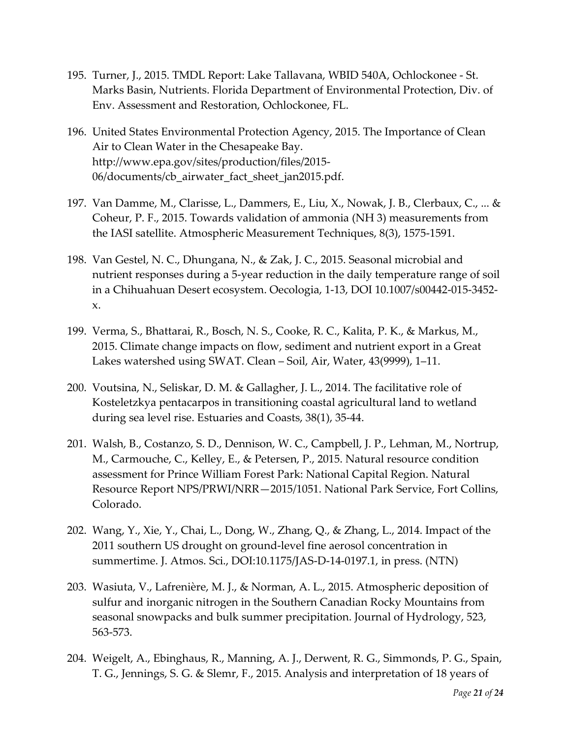195. Turner, J., 2015. TMDL Report: Lake Tallavana, WBID 540A, Ochlockonee - St. Marks Basin, Nutrients. Florida Department of Environmental Protection, Div. of Env. Assessment and Restoration, Ochlockonee, FL.

196. United States Environmental Protection Agency, 2015. The Importance of Clean Air to Clean Water in the Chesapeake Bay. http://www.epa.gov/sites/production/files/2015-06/documents/cb_airwater_fact_sheet_jan2015.pdf.

197. Van Damme, M., Clarisse, L., Dammers, E., Liu, X., Nowak, J. B., Clerbaux, C., ... & Coheur, P. F., 2015. Towards validation of ammonia (NH 3) measurements from the IASI satellite. Atmospheric Measurement Techniques, 8(3), 1575-1591.

198. Van Gestel, N. C., Dhungana, N., & Zak, J. C., 2015. Seasonal microbial and nutrient responses during a 5-year reduction in the daily temperature range of soil in a Chihuahuan Desert ecosystem. Oecologia, 1-13, DOI 10.1007/s00442-015-3452-x.

199. Verma, S., Bhattarai, R., Bosch, N. S., Cooke, R. C., Kalita, P. K., & Markus, M., 2015. Climate change impacts on flow, sediment and nutrient export in a Great Lakes watershed using SWAT. Clean – Soil, Air, Water, 43(9999), 1–11.

200. Voutsina, N., Seliskar, D. M. & Gallagher, J. L., 2014. The facilitative role of Kosteletzkya pentacarpos in transitioning coastal agricultural land to wetland during sea level rise. Estuaries and Coasts, 38(1), 35-44.

201. Walsh, B., Costanzo, S. D., Dennison, W. C., Campbell, J. P., Lehman, M., Nortrup, M., Carmouche, C., Kelley, E., & Petersen, P., 2015. Natural resource condition assessment for Prince William Forest Park: National Capital Region. Natural Resource Report NPS/PRWI/NRR—2015/1051. National Park Service, Fort Collins, Colorado.

202. Wang, Y., Xie, Y., Chai, L., Dong, W., Zhang, Q., & Zhang, L., 2014. Impact of the 2011 southern US drought on ground-level fine aerosol concentration in summertime. J. Atmos. Sci., DOI:10.1175/JAS-D-14-0197.1, in press. (NTN)

203. Wasiuta, V., Lafrenière, M. J., & Norman, A. L., 2015. Atmospheric deposition of sulfur and inorganic nitrogen in the Southern Canadian Rocky Mountains from seasonal snowpacks and bulk summer precipitation. Journal of Hydrology, 523, 563-573.

204. Weigelt, A., Ebinghaus, R., Manning, A. J., Derwent, R. G., Simmonds, P. G., Spain, T. G., Jennings, S. G. & Slemr, F., 2015. Analysis and interpretation of 18 years of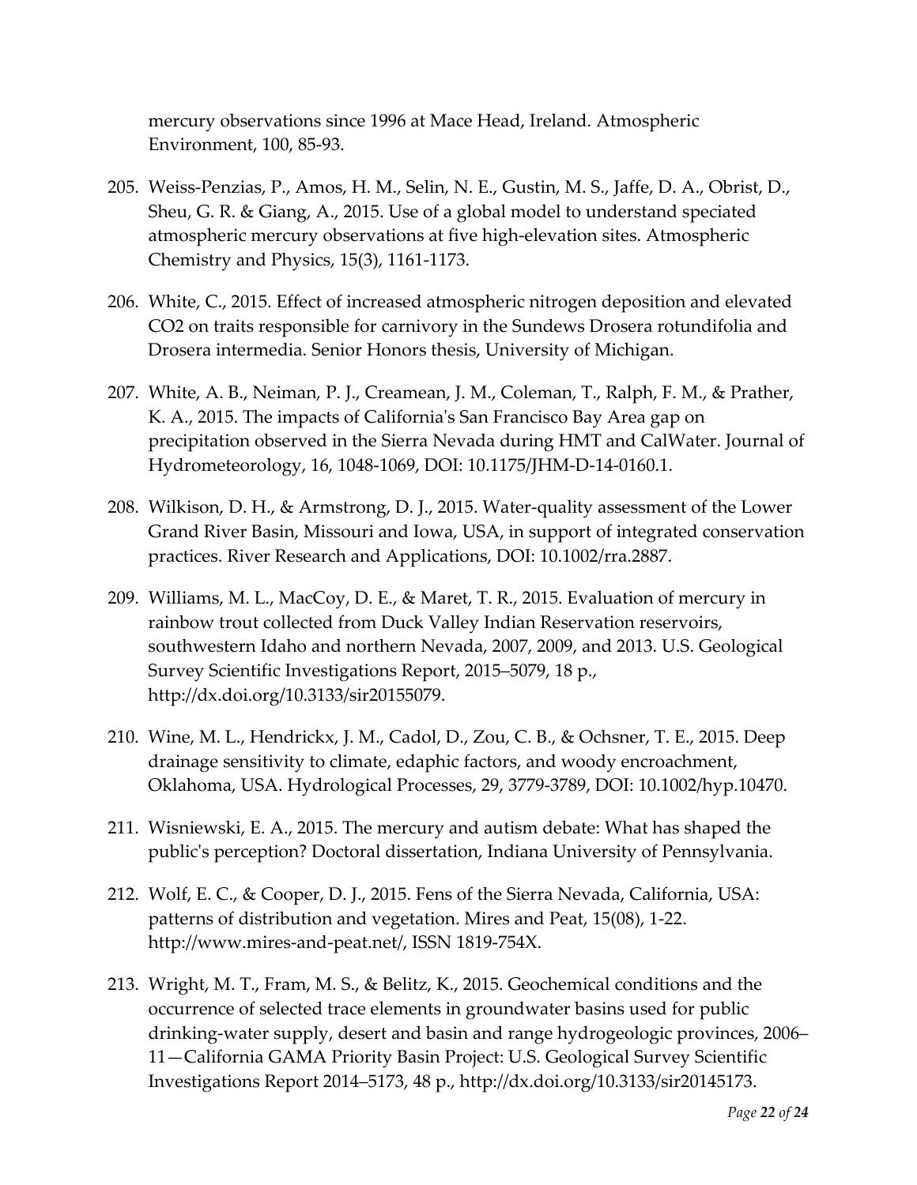mercury observations since 1996 at Mace Head, Ireland. Atmospheric Environment, 100, 85-93.

205. Weiss-Penzias, P., Amos, H. M., Selin, N. E., Gustin, M. S., Jaffe, D. A., Obrist, D., Sheu, G. R. & Giang, A., 2015. Use of a global model to understand speciated atmospheric mercury observations at five high-elevation sites. Atmospheric Chemistry and Physics, 15(3), 1161-1173.

206. White, C., 2015. Effect of increased atmospheric nitrogen deposition and elevated CO2 on traits responsible for carnivory in the Sundews Drosera rotundifolia and Drosera intermedia. Senior Honors thesis, University of Michigan.

207. White, A. B., Neiman, P. J., Creamean, J. M., Coleman, T., Ralph, F. M., & Prather, K. A., 2015. The impacts of California's San Francisco Bay Area gap on precipitation observed in the Sierra Nevada during HMT and CalWater. Journal of Hydrometeorology, 16, 1048-1069, DOI: 10.1175/JHM-D-14-0160.1.

208. Wilkison, D. H., & Armstrong, D. J., 2015. Water-quality assessment of the Lower Grand River Basin, Missouri and Iowa, USA, in support of integrated conservation practices. River Research and Applications, DOI: 10.1002/rra.2887.

209. Williams, M. L., MacCoy, D. E., & Maret, T. R., 2015. Evaluation of mercury in rainbow trout collected from Duck Valley Indian Reservation reservoirs, southwestern Idaho and northern Nevada, 2007, 2009, and 2013. U.S. Geological Survey Scientific Investigations Report, 2015–5079, 18 p., http://dx.doi.org/10.3133/sir20155079.

210. Wine, M. L., Hendrickx, J. M., Cadol, D., Zou, C. B., & Ochsner, T. E., 2015. Deep drainage sensitivity to climate, edaphic factors, and woody encroachment, Oklahoma, USA. Hydrological Processes, 29, 3779-3789, DOI: 10.1002/hyp.10470.

211. Wisniewski, E. A., 2015. The mercury and autism debate: What has shaped the public's perception? Doctoral dissertation, Indiana University of Pennsylvania.

212. Wolf, E. C., & Cooper, D. J., 2015. Fens of the Sierra Nevada, California, USA: patterns of distribution and vegetation. Mires and Peat, 15(08), 1-22. http://www.mires-and-peat.net/, ISSN 1819-754X.

213. Wright, M. T., Fram, M. S., & Belitz, K., 2015. Geochemical conditions and the occurrence of selected trace elements in groundwater basins used for public drinking-water supply, desert and basin and range hydrogeologic provinces, 2006–11—California GAMA Priority Basin Project: U.S. Geological Survey Scientific Investigations Report 2014–5173, 48 p., http://dx.doi.org/10.3133/sir20145173.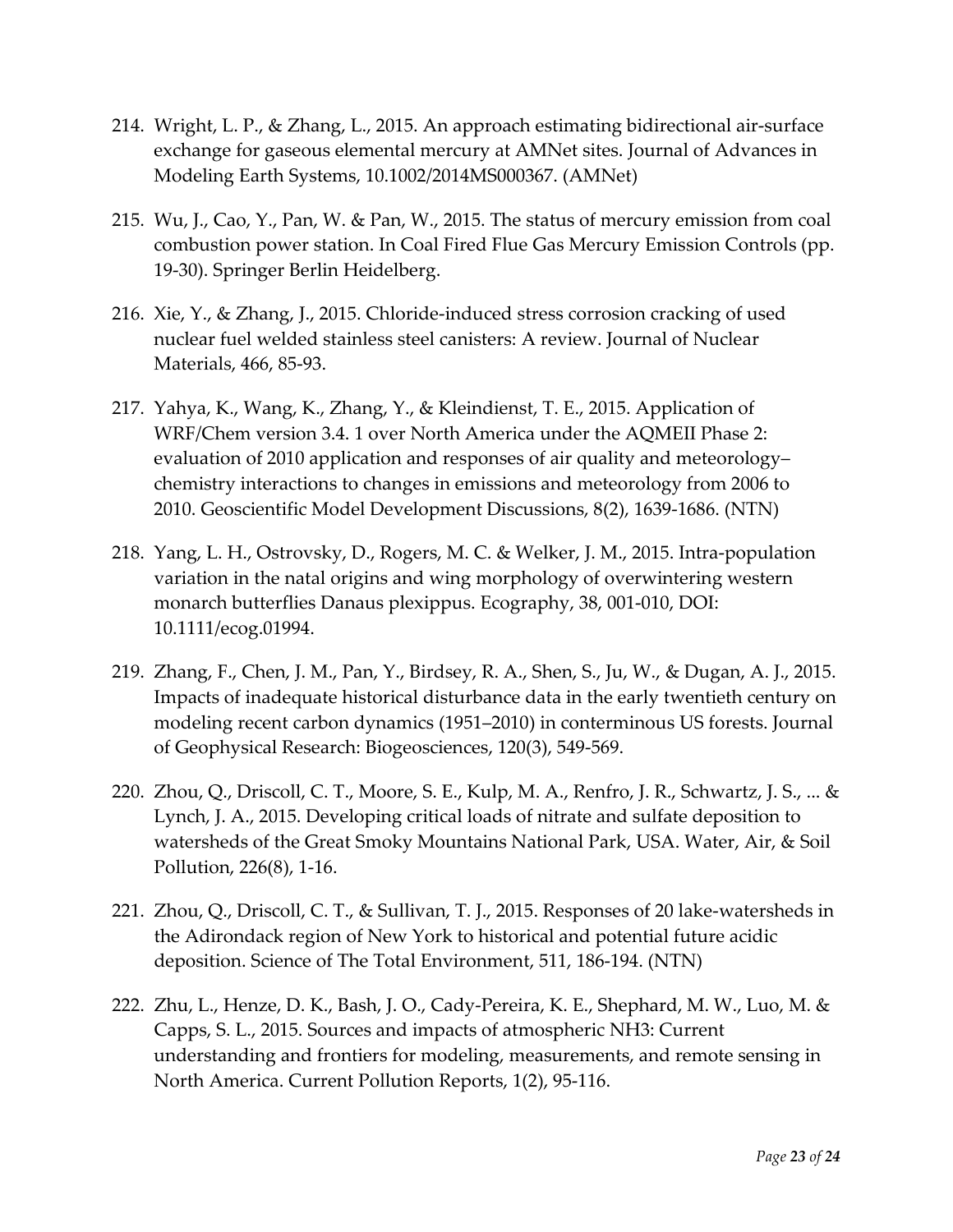214. Wright, L. P., & Zhang, L., 2015. An approach estimating bidirectional air-surface exchange for gaseous elemental mercury at AMNet sites. Journal of Advances in Modeling Earth Systems, 10.1002/2014MS000367. (AMNet)

215. Wu, J., Cao, Y., Pan, W. & Pan, W., 2015. The status of mercury emission from coal combustion power station. In Coal Fired Flue Gas Mercury Emission Controls (pp. 19-30). Springer Berlin Heidelberg.

216. Xie, Y., & Zhang, J., 2015. Chloride-induced stress corrosion cracking of used nuclear fuel welded stainless steel canisters: A review. Journal of Nuclear Materials, 466, 85-93.

217. Yahya, K., Wang, K., Zhang, Y., & Kleindienst, T. E., 2015. Application of WRF/Chem version 3.4. 1 over North America under the AQMEII Phase 2: evaluation of 2010 application and responses of air quality and meteorology–chemistry interactions to changes in emissions and meteorology from 2006 to 2010. Geoscientific Model Development Discussions, 8(2), 1639-1686. (NTN)

218. Yang, L. H., Ostrovsky, D., Rogers, M. C. & Welker, J. M., 2015. Intra-population variation in the natal origins and wing morphology of overwintering western monarch butterflies Danaus plexippus. Ecography, 38, 001-010, DOI: 10.1111/ecog.01994.

219. Zhang, F., Chen, J. M., Pan, Y., Birdsey, R. A., Shen, S., Ju, W., & Dugan, A. J., 2015. Impacts of inadequate historical disturbance data in the early twentieth century on modeling recent carbon dynamics (1951–2010) in conterminous US forests. Journal of Geophysical Research: Biogeosciences, 120(3), 549-569.

220. Zhou, Q., Driscoll, C. T., Moore, S. E., Kulp, M. A., Renfro, J. R., Schwartz, J. S., ... & Lynch, J. A., 2015. Developing critical loads of nitrate and sulfate deposition to watersheds of the Great Smoky Mountains National Park, USA. Water, Air, & Soil Pollution, 226(8), 1-16.

221. Zhou, Q., Driscoll, C. T., & Sullivan, T. J., 2015. Responses of 20 lake-watersheds in the Adirondack region of New York to historical and potential future acidic deposition. Science of The Total Environment, 511, 186-194. (NTN)

222. Zhu, L., Henze, D. K., Bash, J. O., Cady-Pereira, K. E., Shephard, M. W., Luo, M. & Capps, S. L., 2015. Sources and impacts of atmospheric $NH_3$: Current understanding and frontiers for modeling, measurements, and remote sensing in North America. Current Pollution Reports, 1(2), 95-116.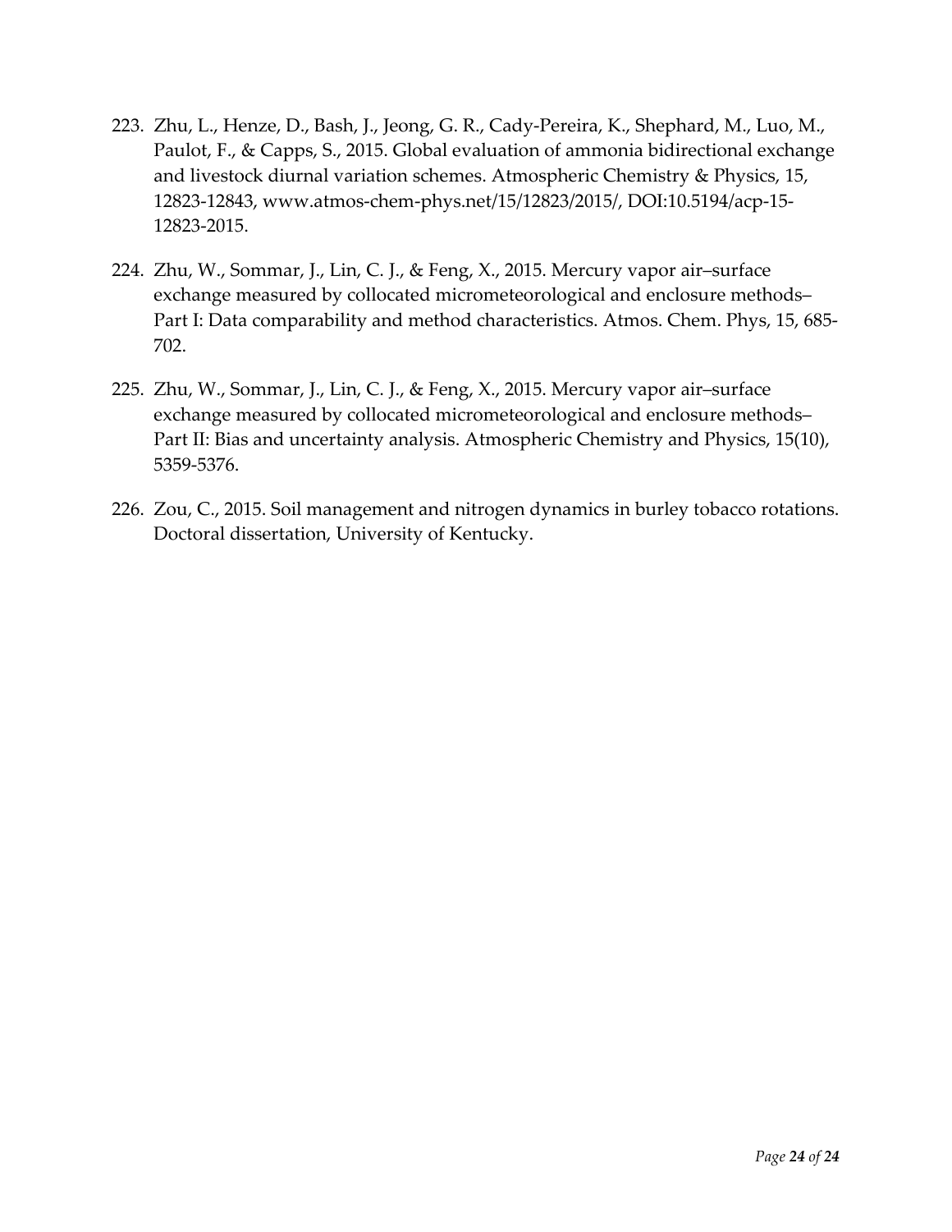223. Zhu, L., Henze, D., Bash, J., Jeong, G. R., Cady-Pereira, K., Shephard, M., Luo, M., Paulot, F., & Capps, S., 2015. Global evaluation of ammonia bidirectional exchange and livestock diurnal variation schemes. Atmospheric Chemistry & Physics, 15, 12823-12843, www.atmos-chem-phys.net/15/12823/2015/, DOI:10.5194/acp-15-12823-2015.

224. Zhu, W., Sommar, J., Lin, C. J., & Feng, X., 2015. Mercury vapor air–surface exchange measured by collocated micrometeorological and enclosure methods–Part I: Data comparability and method characteristics. Atmos. Chem. Phys, 15, 685-702.

225. Zhu, W., Sommar, J., Lin, C. J., & Feng, X., 2015. Mercury vapor air–surface exchange measured by collocated micrometeorological and enclosure methods–Part II: Bias and uncertainty analysis. Atmospheric Chemistry and Physics, 15(10), 5359-5376.

226. Zou, C., 2015. Soil management and nitrogen dynamics in burley tobacco rotations. Doctoral dissertation, University of Kentucky.